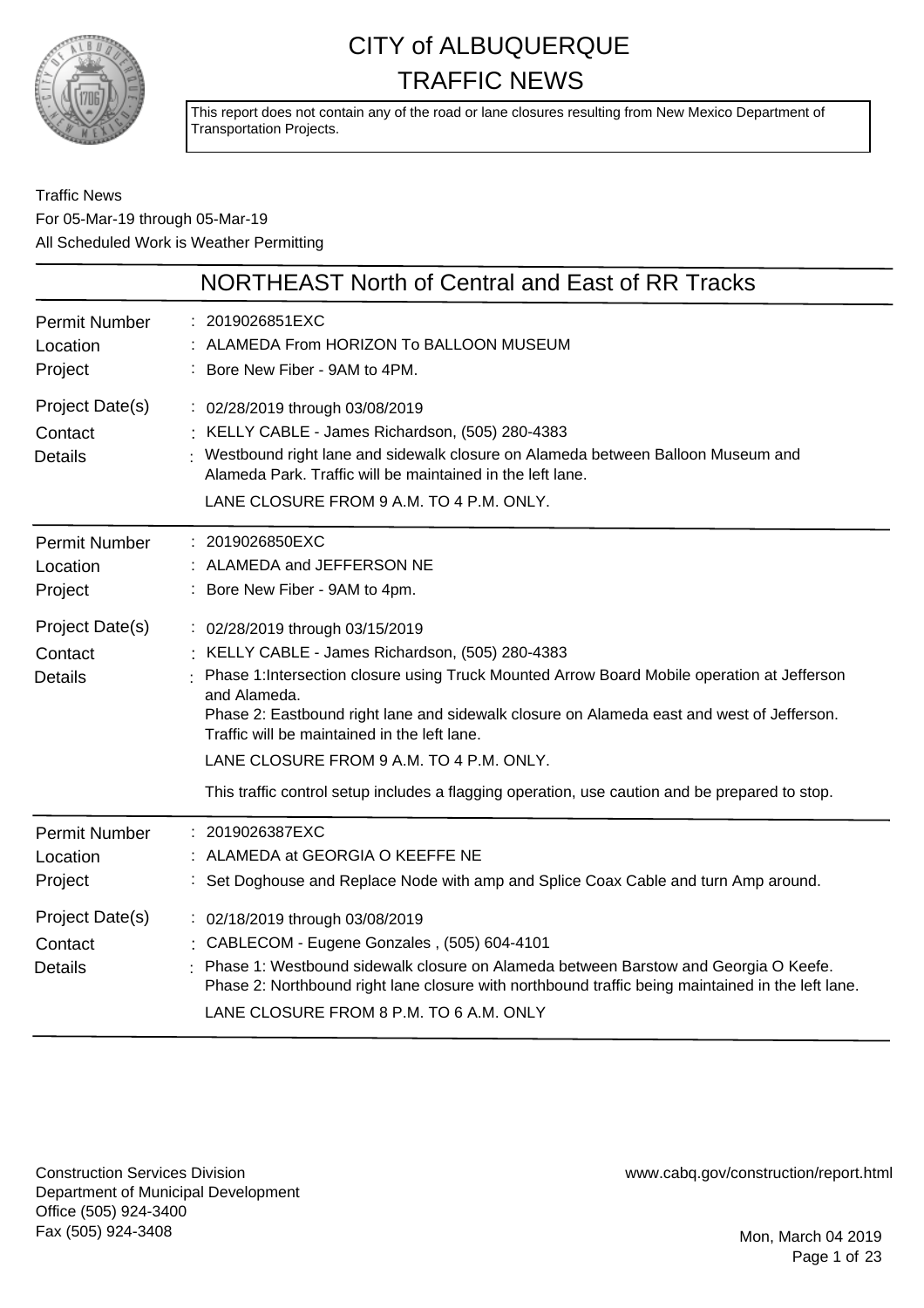# CITY of ALBUQUERQUE TRAFFIC NEWS

This report does not contain any of the road or lane closures resulting from New Mexico Department of Transportation Projects.

Traffic News
For 05-Mar-19 through 05-Mar-19
All Scheduled Work is Weather Permitting

## NORTHEAST North of Central and East of RR Tracks

**Permit Number** : 2019026851EXC
**Location** : ALAMEDA From HORIZON To BALLOON MUSEUM
**Project** : Bore New Fiber - 9AM to 4PM.
**Project Date(s)** : 02/28/2019 through 03/08/2019
**Contact** : KELLY CABLE - James Richardson, (505) 280-4383
**Details** : Westbound right lane and sidewalk closure on Alameda between Balloon Museum and Alameda Park. Traffic will be maintained in the left lane.

LANE CLOSURE FROM 9 A.M. TO 4 P.M. ONLY.

---

**Permit Number** : 2019026850EXC
**Location** : ALAMEDA and JEFFERSON NE
**Project** : Bore New Fiber - 9AM to 4pm.
**Project Date(s)** : 02/28/2019 through 03/15/2019
**Contact** : KELLY CABLE - James Richardson, (505) 280-4383
**Details** : Phase 1:Intersection closure using Truck Mounted Arrow Board Mobile operation at Jefferson and Alameda.
Phase 2: Eastbound right lane and sidewalk closure on Alameda east and west of Jefferson. Traffic will be maintained in the left lane.

LANE CLOSURE FROM 9 A.M. TO 4 P.M. ONLY.

This traffic control setup includes a flagging operation, use caution and be prepared to stop.

---

**Permit Number** : 2019026387EXC
**Location** : ALAMEDA at GEORGIA O KEEFFE NE
**Project** : Set Doghouse and Replace Node with amp and Splice Coax Cable and turn Amp around.
**Project Date(s)** : 02/18/2019 through 03/08/2019
**Contact** : CABLECOM - Eugene Gonzales , (505) 604-4101
**Details** : Phase 1: Westbound sidewalk closure on Alameda between Barstow and Georgia O Keefe.
Phase 2: Northbound right lane closure with northbound traffic being maintained in the left lane.

LANE CLOSURE FROM 8 P.M. TO 6 A.M. ONLY

---

Construction Services Division
Department of Municipal Development
Office (505) 924-3400
Fax (505) 924-3408

www.cabq.gov/construction/report.html

Mon, March 04 2019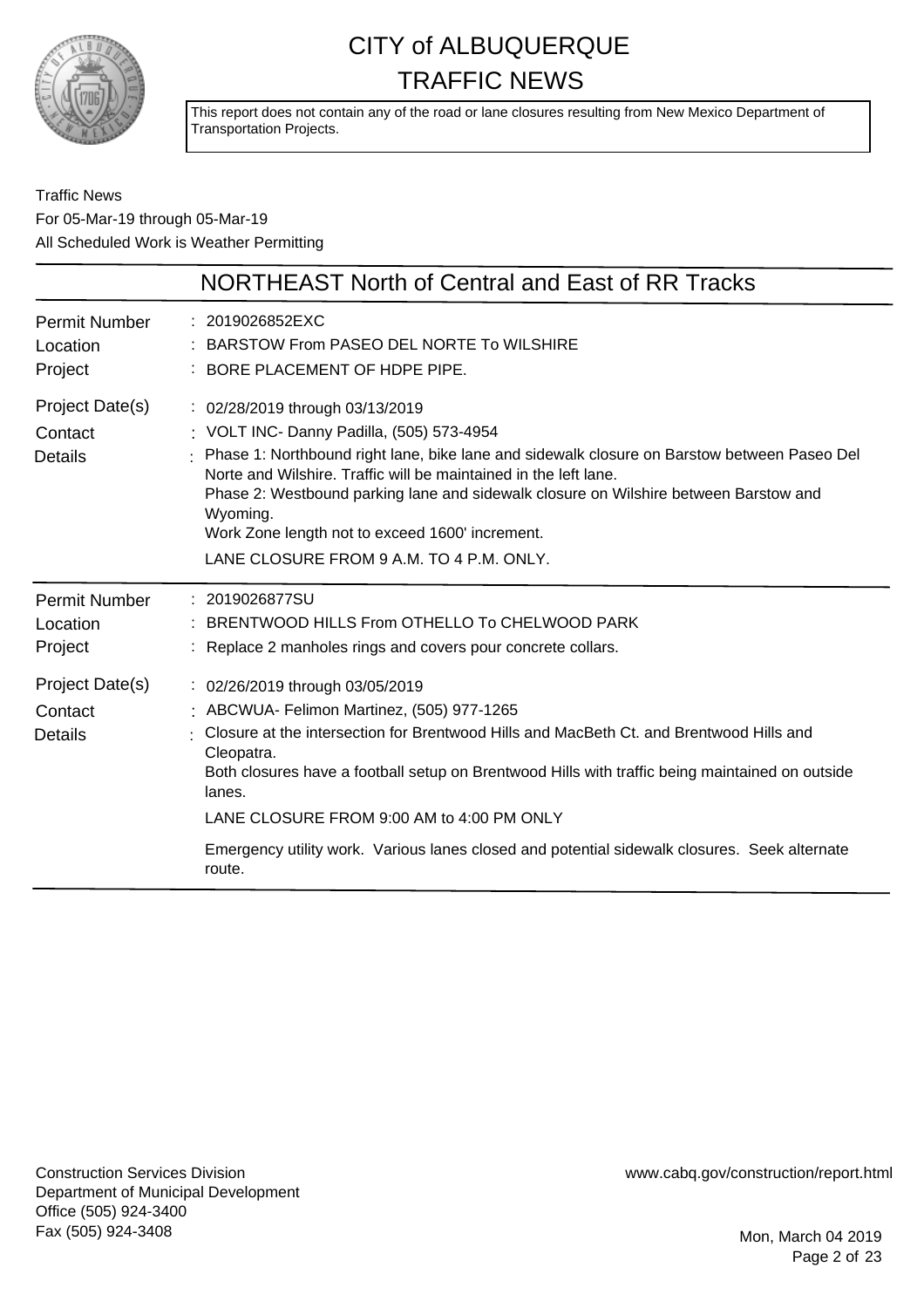# CITY of ALBUQUERQUE TRAFFIC NEWS

This report does not contain any of the road or lane closures resulting from New Mexico Department of Transportation Projects.

Traffic News
For 05-Mar-19 through 05-Mar-19
All Scheduled Work is Weather Permitting

## NORTHEAST North of Central and East of RR Tracks

**Permit Number** : 2019026852EXC
**Location** : BARSTOW From PASEO DEL NORTE To WILSHIRE
**Project** : BORE PLACEMENT OF HDPE PIPE.
**Project Date(s)** : 02/28/2019 through 03/13/2019
**Contact** : VOLT INC- Danny Padilla, (505) 573-4954
**Details** : Phase 1: Northbound right lane, bike lane and sidewalk closure on Barstow between Paseo Del Norte and Wilshire. Traffic will be maintained in the left lane.
Phase 2: Westbound parking lane and sidewalk closure on Wilshire between Barstow and Wyoming.
Work Zone length not to exceed 1600' increment.
LANE CLOSURE FROM 9 A.M. TO 4 P.M. ONLY.

---

**Permit Number** : 2019026877SU
**Location** : BRENTWOOD HILLS From OTHELLO To CHELWOOD PARK
**Project** : Replace 2 manholes rings and covers pour concrete collars.
**Project Date(s)** : 02/26/2019 through 03/05/2019
**Contact** : ABCWUA- Felimon Martinez, (505) 977-1265
**Details** : Closure at the intersection for Brentwood Hills and MacBeth Ct. and Brentwood Hills and Cleopatra.
Both closures have a football setup on Brentwood Hills with traffic being maintained on outside lanes.
LANE CLOSURE FROM 9:00 AM to 4:00 PM ONLY
Emergency utility work. Various lanes closed and potential sidewalk closures. Seek alternate route.

Construction Services Division
Department of Municipal Development
Office (505) 924-3400
Fax (505) 924-3408

www.cabq.gov/construction/report.html

Mon, March 04 2019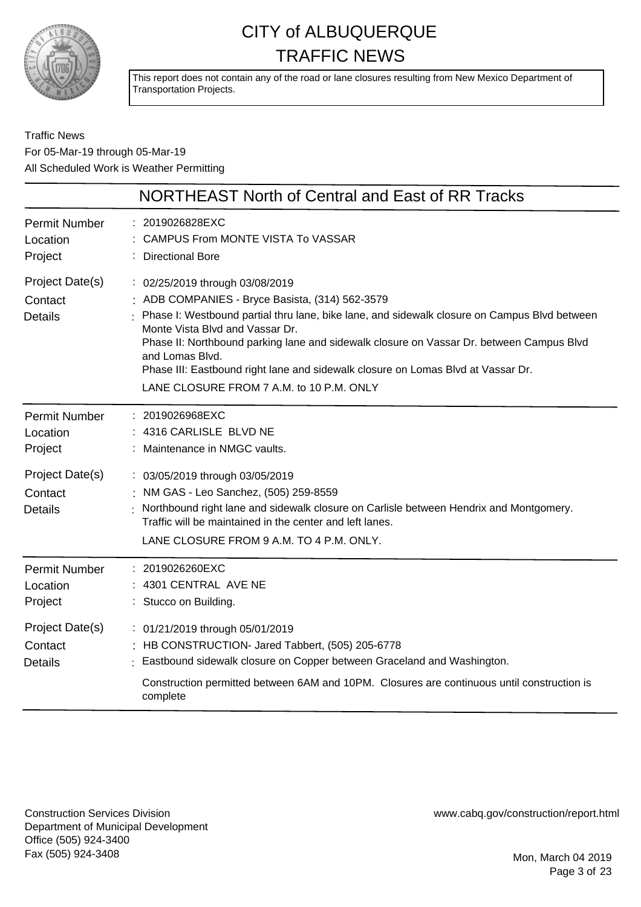# CITY of ALBUQUERQUE
# TRAFFIC NEWS

This report does not contain any of the road or lane closures resulting from New Mexico Department of Transportation Projects.

Traffic News
For 05-Mar-19 through 05-Mar-19
All Scheduled Work is Weather Permitting

## NORTHEAST North of Central and East of RR Tracks

| | |
|---|---|
| Permit Number | : 2019026828EXC |
| Location | : CAMPUS From MONTE VISTA To VASSAR |
| Project | : Directional Bore |
| Project Date(s) | : 02/25/2019 through 03/08/2019 |
| Contact | : ADB COMPANIES - Bryce Basista, (314) 562-3579 |
| Details | : Phase I: Westbound partial thru lane, bike lane, and sidewalk closure on Campus Blvd between Monte Vista Blvd and Vassar Dr.<br>Phase II: Northbound parking lane and sidewalk closure on Vassar Dr. between Campus Blvd and Lomas Blvd.<br>Phase III: Eastbound right lane and sidewalk closure on Lomas Blvd at Vassar Dr.<br>LANE CLOSURE FROM 7 A.M. to 10 P.M. ONLY |

| | |
|---|---|
| Permit Number | : 2019026968EXC |
| Location | : 4316 CARLISLE BLVD NE |
| Project | : Maintenance in NMGC vaults. |
| Project Date(s) | : 03/05/2019 through 03/05/2019 |
| Contact | : NM GAS - Leo Sanchez, (505) 259-8559 |
| Details | : Northbound right lane and sidewalk closure on Carlisle between Hendrix and Montgomery. Traffic will be maintained in the center and left lanes.<br>LANE CLOSURE FROM 9 A.M. TO 4 P.M. ONLY. |

| | |
|---|---|
| Permit Number | : 2019026260EXC |
| Location | : 4301 CENTRAL AVE NE |
| Project | : Stucco on Building. |
| Project Date(s) | : 01/21/2019 through 05/01/2019 |
| Contact | : HB CONSTRUCTION- Jared Tabbert, (505) 205-6778 |
| Details | : Eastbound sidewalk closure on Copper between Graceland and Washington.<br>Construction permitted between 6AM and 10PM. Closures are continuous until construction is complete |

Construction Services Division
Department of Municipal Development
Office (505) 924-3400
Fax (505) 924-3408

www.cabq.gov/construction/report.html

Mon, March 04 2019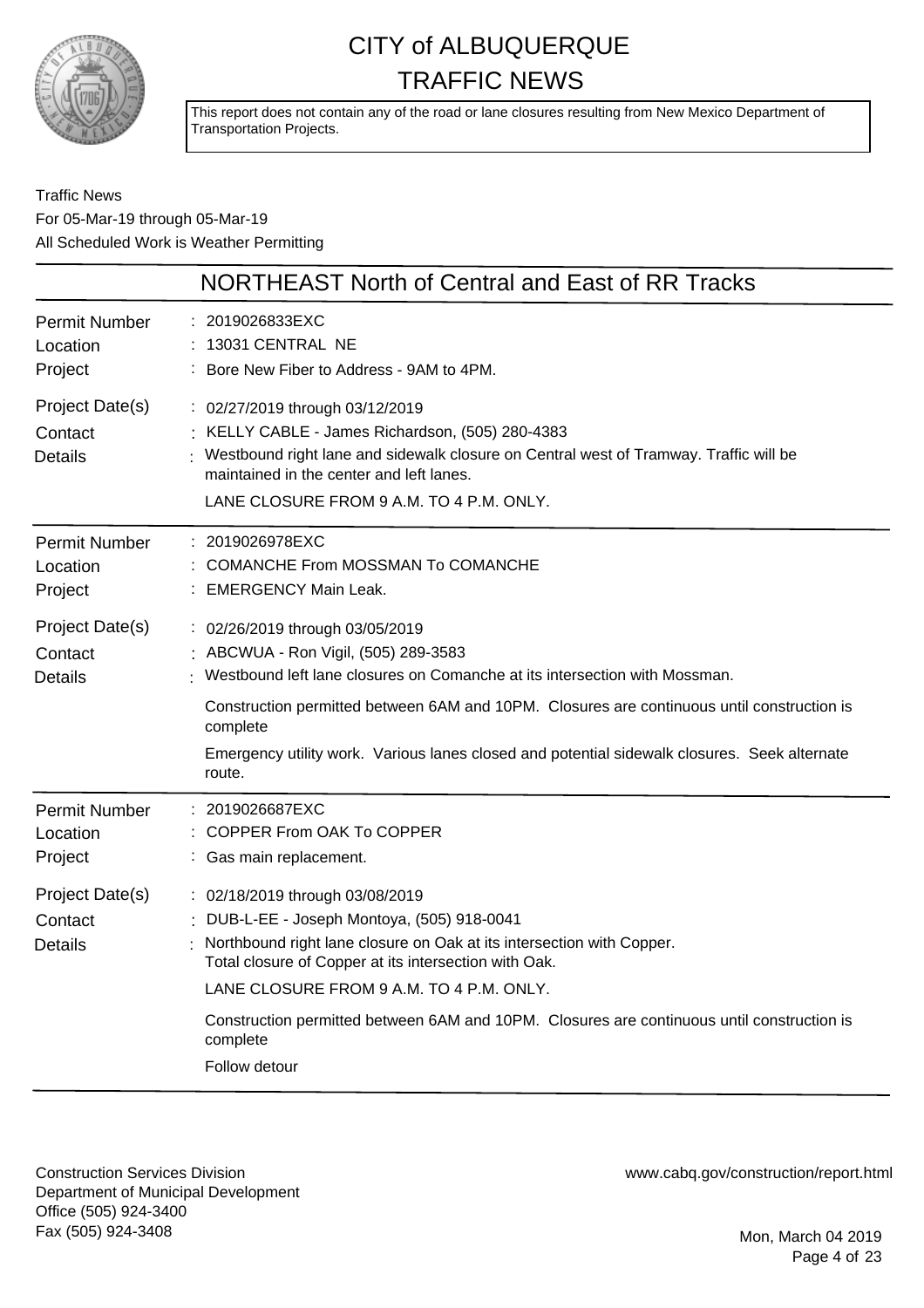# CITY of ALBUQUERQUE TRAFFIC NEWS

This report does not contain any of the road or lane closures resulting from New Mexico Department of Transportation Projects.

Traffic News
For 05-Mar-19 through 05-Mar-19
All Scheduled Work is Weather Permitting

## NORTHEAST North of Central and East of RR Tracks

| | |
|---|---|
| Permit Number | 2019026833EXC |
| Location | 13031 CENTRAL NE |
| Project | Bore New Fiber to Address - 9AM to 4PM. |
| Project Date(s) | 02/27/2019 through 03/12/2019 |
| Contact | KELLY CABLE - James Richardson, (505) 280-4383 |
| Details | Westbound right lane and sidewalk closure on Central west of Tramway. Traffic will be maintained in the center and left lanes.<br>LANE CLOSURE FROM 9 A.M. TO 4 P.M. ONLY. |

| | |
|---|---|
| Permit Number | 2019026978EXC |
| Location | COMANCHE From MOSSMAN To COMANCHE |
| Project | EMERGENCY Main Leak. |
| Project Date(s) | 02/26/2019 through 03/05/2019 |
| Contact | ABCWUA - Ron Vigil, (505) 289-3583 |
| Details | Westbound left lane closures on Comanche at its intersection with Mossman.<br>Construction permitted between 6AM and 10PM. Closures are continuous until construction is complete<br>Emergency utility work. Various lanes closed and potential sidewalk closures. Seek alternate route. |

| | |
|---|---|
| Permit Number | 2019026687EXC |
| Location | COPPER From OAK To COPPER |
| Project | Gas main replacement. |
| Project Date(s) | 02/18/2019 through 03/08/2019 |
| Contact | DUB-L-EE - Joseph Montoya, (505) 918-0041 |
| Details | Northbound right lane closure on Oak at its intersection with Copper.<br>Total closure of Copper at its intersection with Oak.<br>LANE CLOSURE FROM 9 A.M. TO 4 P.M. ONLY.<br>Construction permitted between 6AM and 10PM. Closures are continuous until construction is complete<br>Follow detour |

Construction Services Division
Department of Municipal Development
Office (505) 924-3400
Fax (505) 924-3408

www.cabq.gov/construction/report.html

Mon, March 04 2019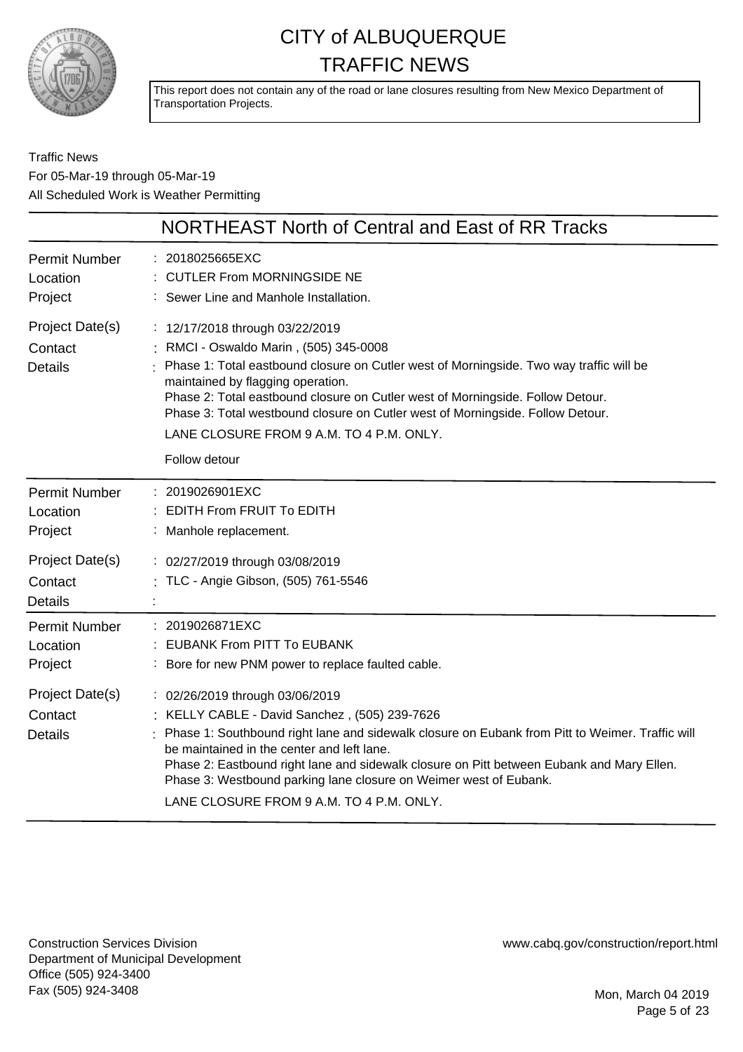# CITY of ALBUQUERQUE TRAFFIC NEWS

This report does not contain any of the road or lane closures resulting from New Mexico Department of Transportation Projects.

Traffic News
For 05-Mar-19 through 05-Mar-19
All Scheduled Work is Weather Permitting

## NORTHEAST North of Central and East of RR Tracks

| | |
|---|---|
| Permit Number | : 2018025665EXC |
| Location | : CUTLER From MORNINGSIDE NE |
| Project | : Sewer Line and Manhole Installation. |
| Project Date(s) | : 12/17/2018 through 03/22/2019 |
| Contact | : RMCI - Oswaldo Marin , (505) 345-0008 |
| Details | : Phase 1: Total eastbound closure on Cutler west of Morningside. Two way traffic will be maintained by flagging operation.<br>Phase 2: Total eastbound closure on Cutler west of Morningside. Follow Detour.<br>Phase 3: Total westbound closure on Cutler west of Morningside. Follow Detour.<br>LANE CLOSURE FROM 9 A.M. TO 4 P.M. ONLY.<br>Follow detour |

| | |
|---|---|
| Permit Number | : 2019026901EXC |
| Location | : EDITH From FRUIT To EDITH |
| Project | : Manhole replacement. |
| Project Date(s) | : 02/27/2019 through 03/08/2019 |
| Contact | : TLC - Angie Gibson, (505) 761-5546 |
| Details | : |

| | |
|---|---|
| Permit Number | : 2019026871EXC |
| Location | : EUBANK From PITT To EUBANK |
| Project | : Bore for new PNM power to replace faulted cable. |
| Project Date(s) | : 02/26/2019 through 03/06/2019 |
| Contact | : KELLY CABLE - David Sanchez , (505) 239-7626 |
| Details | : Phase 1: Southbound right lane and sidewalk closure on Eubank from Pitt to Weimer. Traffic will be maintained in the center and left lane.<br>Phase 2: Eastbound right lane and sidewalk closure on Pitt between Eubank and Mary Ellen.<br>Phase 3: Westbound parking lane closure on Weimer west of Eubank.<br>LANE CLOSURE FROM 9 A.M. TO 4 P.M. ONLY. |

Construction Services Division
Department of Municipal Development
Office (505) 924-3400
Fax (505) 924-3408

www.cabq.gov/construction/report.html

Mon, March 04 2019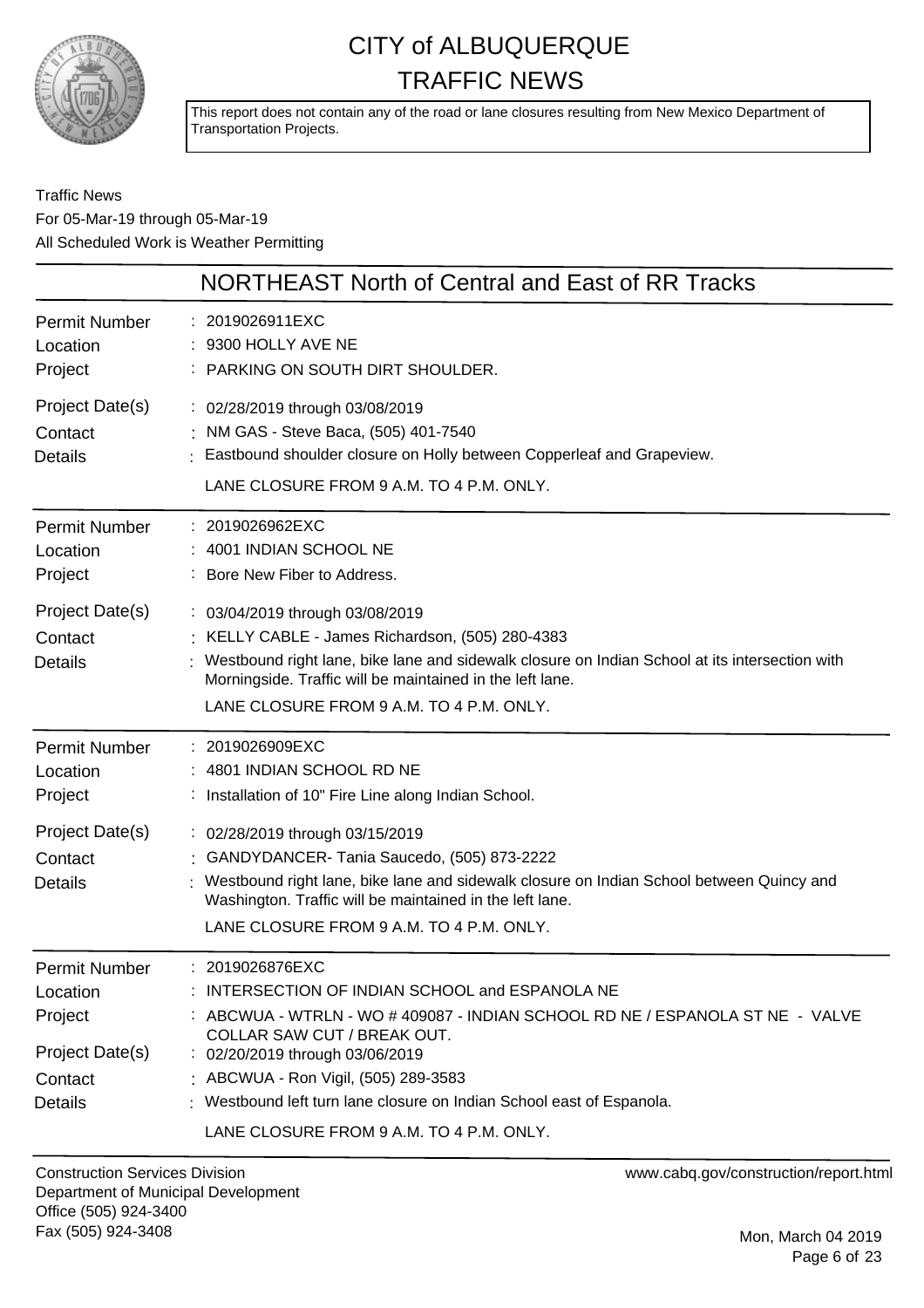# CITY of ALBUQUERQUE
# TRAFFIC NEWS

This report does not contain any of the road or lane closures resulting from New Mexico Department of Transportation Projects.

Traffic News
For 05-Mar-19 through 05-Mar-19
All Scheduled Work is Weather Permitting

## NORTHEAST North of Central and East of RR Tracks

| | |
|---|---|
| Permit Number | : 2019026911EXC |
| Location | : 9300 HOLLY AVE NE |
| Project | : PARKING ON SOUTH DIRT SHOULDER. |
| Project Date(s) | : 02/28/2019 through 03/08/2019 |
| Contact | : NM GAS - Steve Baca, (505) 401-7540 |
| Details | : Eastbound shoulder closure on Holly between Copperleaf and Grapeview. LANE CLOSURE FROM 9 A.M. TO 4 P.M. ONLY. |

| | |
|---|---|
| Permit Number | : 2019026962EXC |
| Location | : 4001 INDIAN SCHOOL NE |
| Project | : Bore New Fiber to Address. |
| Project Date(s) | : 03/04/2019 through 03/08/2019 |
| Contact | : KELLY CABLE - James Richardson, (505) 280-4383 |
| Details | : Westbound right lane, bike lane and sidewalk closure on Indian School at its intersection with Morningside. Traffic will be maintained in the left lane. LANE CLOSURE FROM 9 A.M. TO 4 P.M. ONLY. |

| | |
|---|---|
| Permit Number | : 2019026909EXC |
| Location | : 4801 INDIAN SCHOOL RD NE |
| Project | : Installation of 10" Fire Line along Indian School. |
| Project Date(s) | : 02/28/2019 through 03/15/2019 |
| Contact | : GANDYDANCER- Tania Saucedo, (505) 873-2222 |
| Details | : Westbound right lane, bike lane and sidewalk closure on Indian School between Quincy and Washington. Traffic will be maintained in the left lane. LANE CLOSURE FROM 9 A.M. TO 4 P.M. ONLY. |

| | |
|---|---|
| Permit Number | : 2019026876EXC |
| Location | : INTERSECTION OF INDIAN SCHOOL and ESPANOLA NE |
| Project | : ABCWUA - WTRLN - WO # 409087 - INDIAN SCHOOL RD NE / ESPANOLA ST NE - VALVE COLLAR SAW CUT / BREAK OUT. |
| Project Date(s) | : 02/20/2019 through 03/06/2019 |
| Contact | : ABCWUA - Ron Vigil, (505) 289-3583 |
| Details | : Westbound left turn lane closure on Indian School east of Espanola. LANE CLOSURE FROM 9 A.M. TO 4 P.M. ONLY. |

Construction Services Division
Department of Municipal Development
Office (505) 924-3400
Fax (505) 924-3408

www.cabq.gov/construction/report.html

Mon, March 04 2019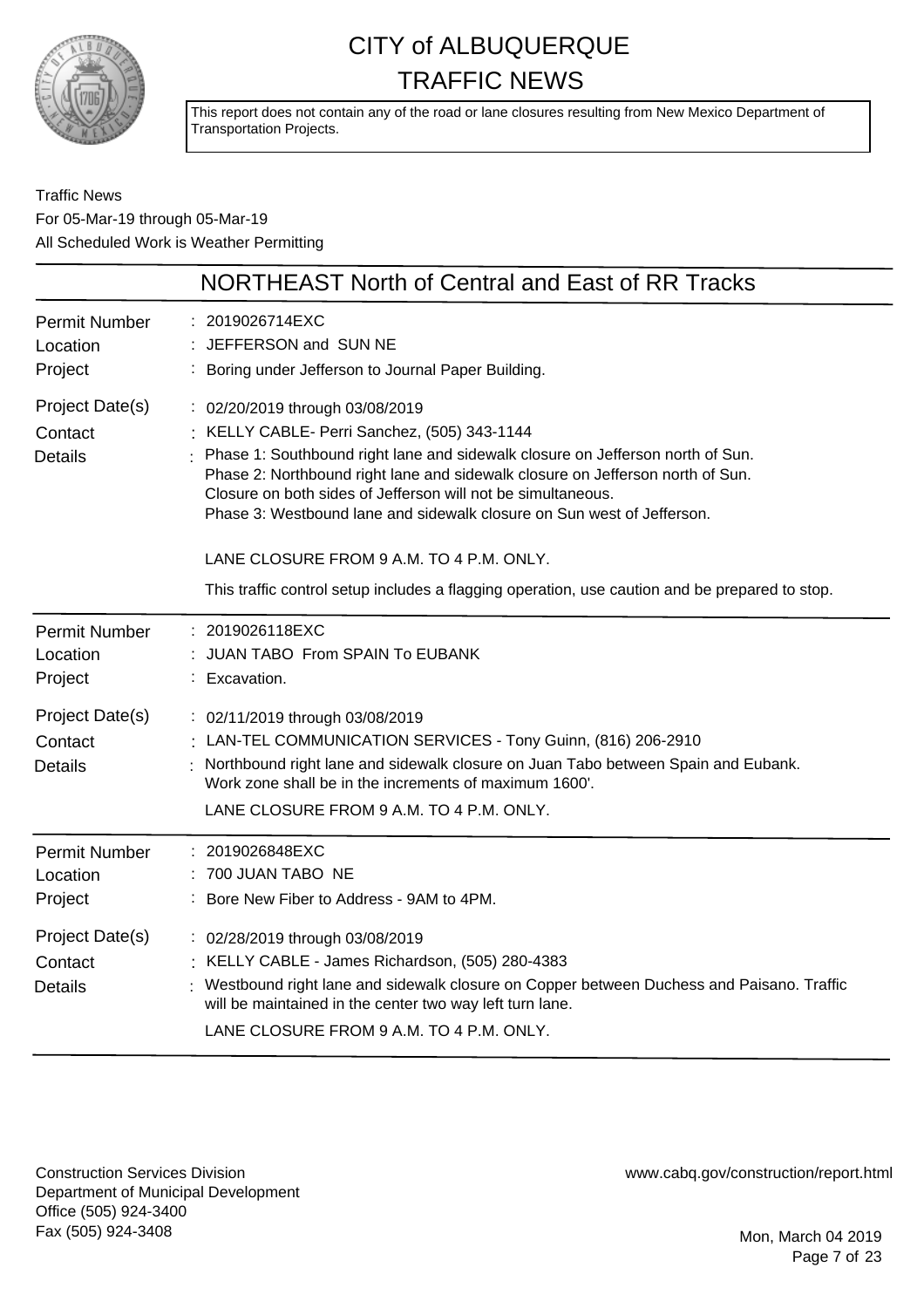# CITY of ALBUQUERQUE TRAFFIC NEWS

This report does not contain any of the road or lane closures resulting from New Mexico Department of Transportation Projects.

Traffic News
For 05-Mar-19 through 05-Mar-19
All Scheduled Work is Weather Permitting

## NORTHEAST North of Central and East of RR Tracks

**Permit Number** : 2019026714EXC
**Location** : JEFFERSON and SUN NE
**Project** : Boring under Jefferson to Journal Paper Building.

**Project Date(s)** : 02/20/2019 through 03/08/2019
**Contact** : KELLY CABLE- Perri Sanchez, (505) 343-1144
**Details** : Phase 1: Southbound right lane and sidewalk closure on Jefferson north of Sun.
Phase 2: Northbound right lane and sidewalk closure on Jefferson north of Sun.
Closure on both sides of Jefferson will not be simultaneous.
Phase 3: Westbound lane and sidewalk closure on Sun west of Jefferson.

LANE CLOSURE FROM 9 A.M. TO 4 P.M. ONLY.

This traffic control setup includes a flagging operation, use caution and be prepared to stop.

---

**Permit Number** : 2019026118EXC
**Location** : JUAN TABO From SPAIN To EUBANK
**Project** : Excavation.

**Project Date(s)** : 02/11/2019 through 03/08/2019
**Contact** : LAN-TEL COMMUNICATION SERVICES - Tony Guinn, (816) 206-2910
**Details** : Northbound right lane and sidewalk closure on Juan Tabo between Spain and Eubank.
Work zone shall be in the increments of maximum 1600'.
LANE CLOSURE FROM 9 A.M. TO 4 P.M. ONLY.

---

**Permit Number** : 2019026848EXC
**Location** : 700 JUAN TABO NE
**Project** : Bore New Fiber to Address - 9AM to 4PM.

**Project Date(s)** : 02/28/2019 through 03/08/2019
**Contact** : KELLY CABLE - James Richardson, (505) 280-4383
**Details** : Westbound right lane and sidewalk closure on Copper between Duchess and Paisano. Traffic will be maintained in the center two way left turn lane.
LANE CLOSURE FROM 9 A.M. TO 4 P.M. ONLY.

---

Construction Services Division
Department of Municipal Development
Office (505) 924-3400
Fax (505) 924-3408

www.cabq.gov/construction/report.html

Mon, March 04 2019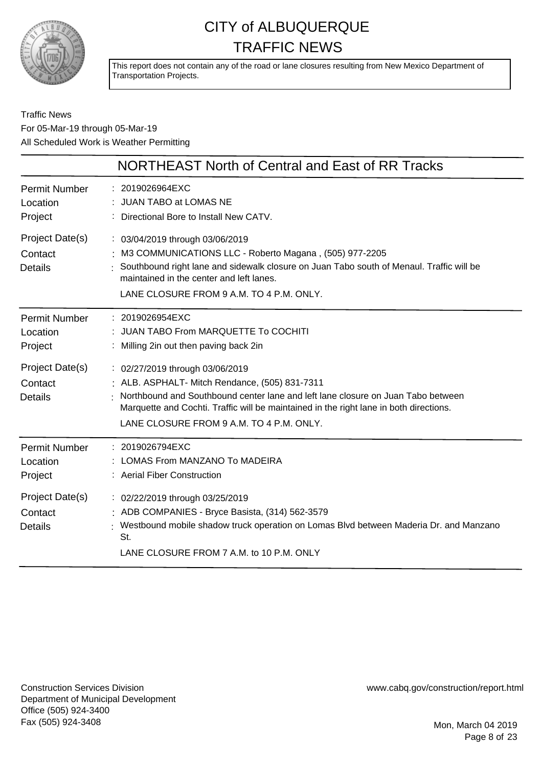# CITY of ALBUQUERQUE
# TRAFFIC NEWS

This report does not contain any of the road or lane closures resulting from New Mexico Department of Transportation Projects.

Traffic News
For 05-Mar-19 through 05-Mar-19
All Scheduled Work is Weather Permitting

## NORTHEAST North of Central and East of RR Tracks

**Permit Number** : 2019026964EXC
**Location** : JUAN TABO at LOMAS NE
**Project** : Directional Bore to Install New CATV.

**Project Date(s)** : 03/04/2019 through 03/06/2019
**Contact** : M3 COMMUNICATIONS LLC - Roberto Magana , (505) 977-2205
**Details** : Southbound right lane and sidewalk closure on Juan Tabo south of Menaul. Traffic will be maintained in the center and left lanes.
LANE CLOSURE FROM 9 A.M. TO 4 P.M. ONLY.

---

**Permit Number** : 2019026954EXC
**Location** : JUAN TABO From MARQUETTE To COCHITI
**Project** : Milling 2in out then paving back 2in

**Project Date(s)** : 02/27/2019 through 03/06/2019
**Contact** : ALB. ASPHALT- Mitch Rendance, (505) 831-7311
**Details** : Northbound and Southbound center lane and left lane closure on Juan Tabo between Marquette and Cochti. Traffic will be maintained in the right lane in both directions.
LANE CLOSURE FROM 9 A.M. TO 4 P.M. ONLY.

---

**Permit Number** : 2019026794EXC
**Location** : LOMAS From MANZANO To MADEIRA
**Project** : Aerial Fiber Construction

**Project Date(s)** : 02/22/2019 through 03/25/2019
**Contact** : ADB COMPANIES - Bryce Basista, (314) 562-3579
**Details** : Westbound mobile shadow truck operation on Lomas Blvd between Maderia Dr. and Manzano St.
LANE CLOSURE FROM 7 A.M. to 10 P.M. ONLY

---

Construction Services Division
Department of Municipal Development
Office (505) 924-3400
Fax (505) 924-3408

www.cabq.gov/construction/report.html

Mon, March 04 2019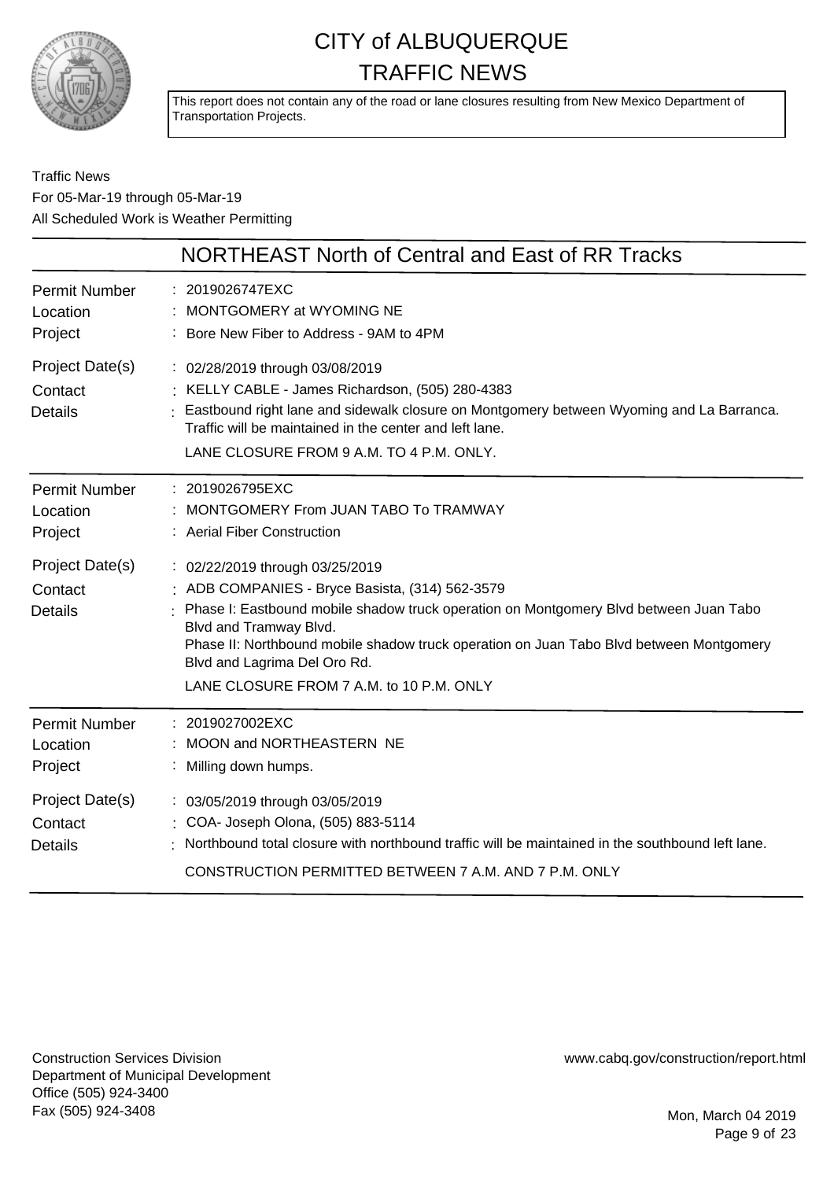# CITY of ALBUQUERQUE
# TRAFFIC NEWS

This report does not contain any of the road or lane closures resulting from New Mexico Department of Transportation Projects.

Traffic News
For 05-Mar-19 through 05-Mar-19
All Scheduled Work is Weather Permitting

## NORTHEAST North of Central and East of RR Tracks

**Permit Number** : 2019026747EXC
**Location** : MONTGOMERY at WYOMING NE
**Project** : Bore New Fiber to Address - 9AM to 4PM
**Project Date(s)** : 02/28/2019 through 03/08/2019
**Contact** : KELLY CABLE - James Richardson, (505) 280-4383
**Details** : Eastbound right lane and sidewalk closure on Montgomery between Wyoming and La Barranca. Traffic will be maintained in the center and left lane.
LANE CLOSURE FROM 9 A.M. TO 4 P.M. ONLY.

---

**Permit Number** : 2019026795EXC
**Location** : MONTGOMERY From JUAN TABO To TRAMWAY
**Project** : Aerial Fiber Construction
**Project Date(s)** : 02/22/2019 through 03/25/2019
**Contact** : ADB COMPANIES - Bryce Basista, (314) 562-3579
**Details** : Phase I: Eastbound mobile shadow truck operation on Montgomery Blvd between Juan Tabo Blvd and Tramway Blvd.
Phase II: Northbound mobile shadow truck operation on Juan Tabo Blvd between Montgomery Blvd and Lagrima Del Oro Rd.
LANE CLOSURE FROM 7 A.M. to 10 P.M. ONLY

---

**Permit Number** : 2019027002EXC
**Location** : MOON and NORTHEASTERN NE
**Project** : Milling down humps.
**Project Date(s)** : 03/05/2019 through 03/05/2019
**Contact** : COA- Joseph Olona, (505) 883-5114
**Details** : Northbound total closure with northbound traffic will be maintained in the southbound left lane.
CONSTRUCTION PERMITTED BETWEEN 7 A.M. AND 7 P.M. ONLY

---

Construction Services Division
Department of Municipal Development
Office (505) 924-3400
Fax (505) 924-3408

www.cabq.gov/construction/report.html

Mon, March 04 2019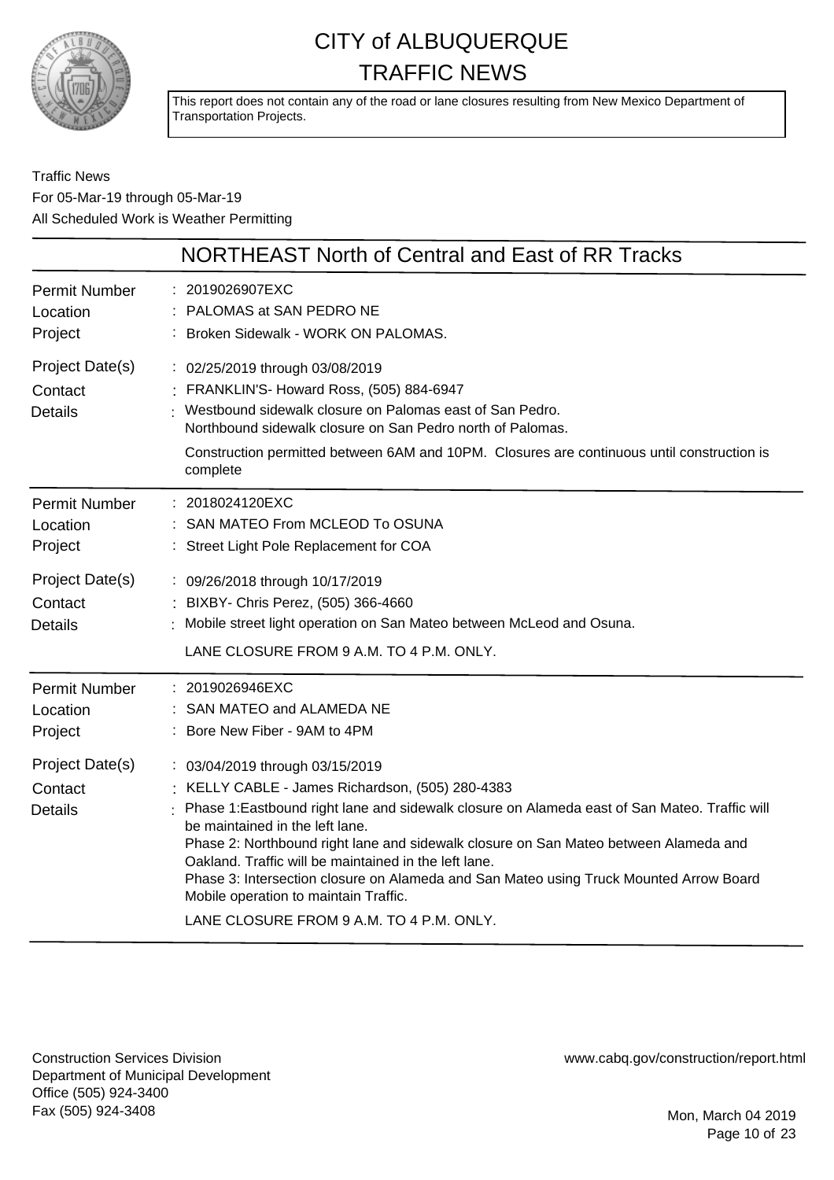# CITY of ALBUQUERQUE TRAFFIC NEWS

This report does not contain any of the road or lane closures resulting from New Mexico Department of Transportation Projects.

Traffic News
For 05-Mar-19 through 05-Mar-19
All Scheduled Work is Weather Permitting

## NORTHEAST North of Central and East of RR Tracks

**Permit Number** : 2019026907EXC
**Location** : PALOMAS at SAN PEDRO NE
**Project** : Broken Sidewalk - WORK ON PALOMAS.

**Project Date(s)** : 02/25/2019 through 03/08/2019
**Contact** : FRANKLIN'S- Howard Ross, (505) 884-6947
**Details** : Westbound sidewalk closure on Palomas east of San Pedro.
Northbound sidewalk closure on San Pedro north of Palomas.

Construction permitted between 6AM and 10PM. Closures are continuous until construction is complete

---

**Permit Number** : 2018024120EXC
**Location** : SAN MATEO From MCLEOD To OSUNA
**Project** : Street Light Pole Replacement for COA

**Project Date(s)** : 09/26/2018 through 10/17/2019
**Contact** : BIXBY- Chris Perez, (505) 366-4660
**Details** : Mobile street light operation on San Mateo between McLeod and Osuna.

LANE CLOSURE FROM 9 A.M. TO 4 P.M. ONLY.

---

**Permit Number** : 2019026946EXC
**Location** : SAN MATEO and ALAMEDA NE
**Project** : Bore New Fiber - 9AM to 4PM

**Project Date(s)** : 03/04/2019 through 03/15/2019
**Contact** : KELLY CABLE - James Richardson, (505) 280-4383
**Details** : Phase 1:Eastbound right lane and sidewalk closure on Alameda east of San Mateo. Traffic will be maintained in the left lane.
Phase 2: Northbound right lane and sidewalk closure on San Mateo between Alameda and Oakland. Traffic will be maintained in the left lane.
Phase 3: Intersection closure on Alameda and San Mateo using Truck Mounted Arrow Board Mobile operation to maintain Traffic.

LANE CLOSURE FROM 9 A.M. TO 4 P.M. ONLY.

---

Construction Services Division
Department of Municipal Development
Office (505) 924-3400
Fax (505) 924-3408

www.cabq.gov/construction/report.html

Mon, March 04 2019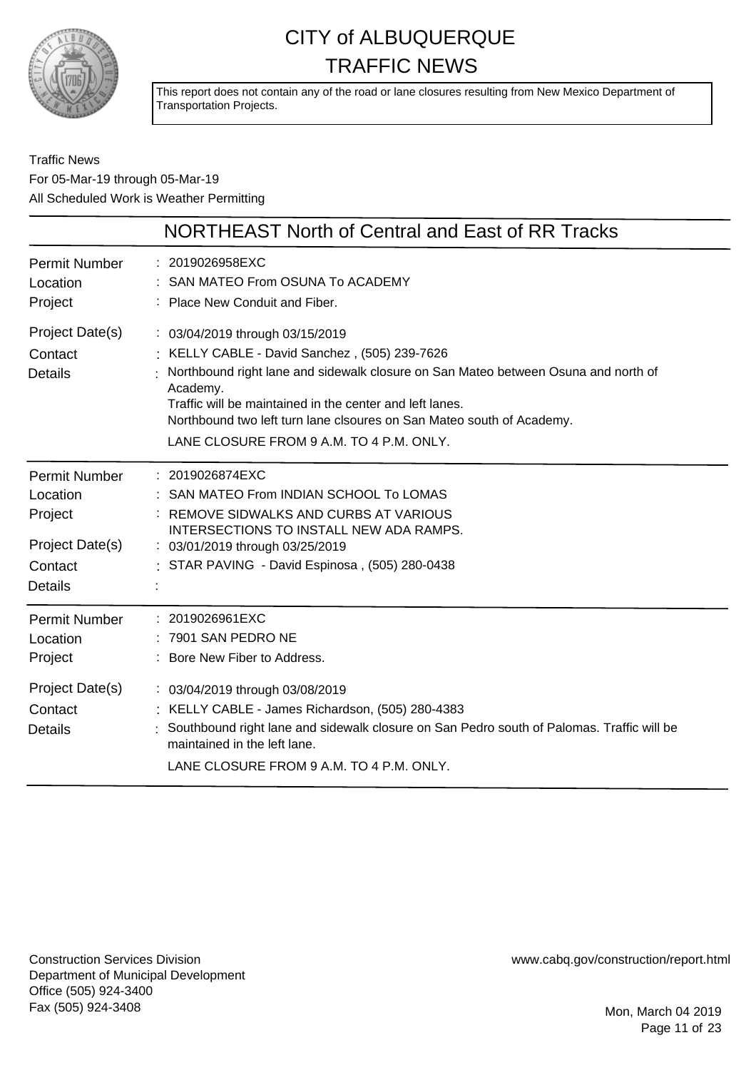# CITY of ALBUQUERQUE
# TRAFFIC NEWS

This report does not contain any of the road or lane closures resulting from New Mexico Department of Transportation Projects.

Traffic News
For 05-Mar-19 through 05-Mar-19
All Scheduled Work is Weather Permitting

## NORTHEAST North of Central and East of RR Tracks

| | |
|---|---|
| Permit Number | : 2019026958EXC |
| Location | : SAN MATEO From OSUNA To ACADEMY |
| Project | : Place New Conduit and Fiber. |
| Project Date(s) | : 03/04/2019 through 03/15/2019 |
| Contact | : KELLY CABLE - David Sanchez , (505) 239-7626 |
| Details | : Northbound right lane and sidewalk closure on San Mateo between Osuna and north of Academy.<br>Traffic will be maintained in the center and left lanes.<br>Northbound two left turn lane clsoures on San Mateo south of Academy.<br>LANE CLOSURE FROM 9 A.M. TO 4 P.M. ONLY. |

| | |
|---|---|
| Permit Number | : 2019026874EXC |
| Location | : SAN MATEO From INDIAN SCHOOL To LOMAS |
| Project | : REMOVE SIDWALKS AND CURBS AT VARIOUS INTERSECTIONS TO INSTALL NEW ADA RAMPS. |
| Project Date(s) | : 03/01/2019 through 03/25/2019 |
| Contact | : STAR PAVING - David Espinosa , (505) 280-0438 |
| Details | : |

| | |
|---|---|
| Permit Number | : 2019026961EXC |
| Location | : 7901 SAN PEDRO NE |
| Project | : Bore New Fiber to Address. |
| Project Date(s) | : 03/04/2019 through 03/08/2019 |
| Contact | : KELLY CABLE - James Richardson, (505) 280-4383 |
| Details | : Southbound right lane and sidewalk closure on San Pedro south of Palomas. Traffic will be maintained in the left lane.<br>LANE CLOSURE FROM 9 A.M. TO 4 P.M. ONLY. |

Construction Services Division
Department of Municipal Development
Office (505) 924-3400
Fax (505) 924-3408

www.cabq.gov/construction/report.html

Mon, March 04 2019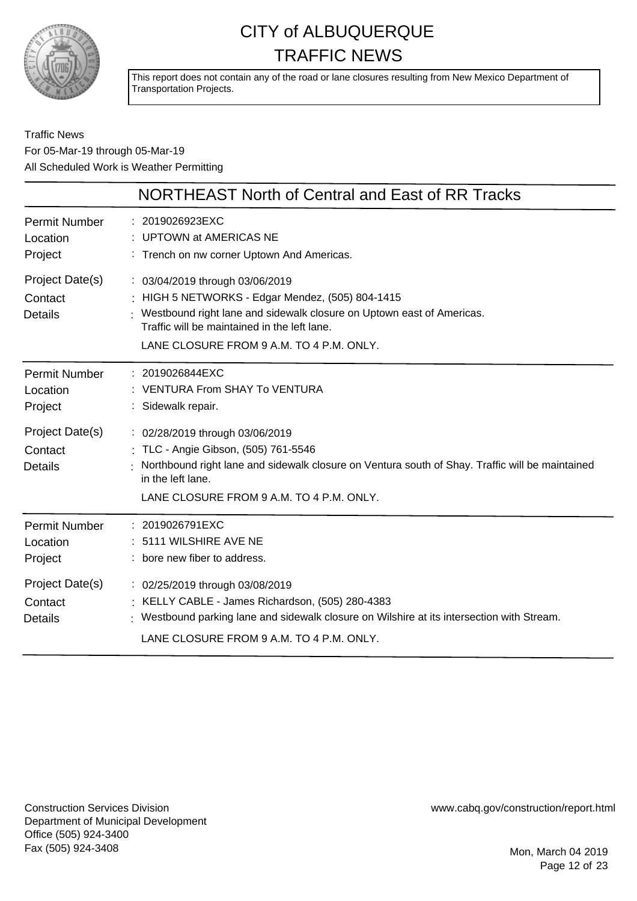# CITY of ALBUQUERQUE
# TRAFFIC NEWS

This report does not contain any of the road or lane closures resulting from New Mexico Department of Transportation Projects.

Traffic News
For 05-Mar-19 through 05-Mar-19
All Scheduled Work is Weather Permitting

## NORTHEAST North of Central and East of RR Tracks

| | |
|---|---|
| Permit Number | : 2019026923EXC |
| Location | : UPTOWN at AMERICAS NE |
| Project | : Trench on nw corner Uptown And Americas. |
| Project Date(s) | : 03/04/2019 through 03/06/2019 |
| Contact | : HIGH 5 NETWORKS - Edgar Mendez, (505) 804-1415 |
| Details | : Westbound right lane and sidewalk closure on Uptown east of Americas. Traffic will be maintained in the left lane.<br>LANE CLOSURE FROM 9 A.M. TO 4 P.M. ONLY. |

| | |
|---|---|
| Permit Number | : 2019026844EXC |
| Location | : VENTURA From SHAY To VENTURA |
| Project | : Sidewalk repair. |
| Project Date(s) | : 02/28/2019 through 03/06/2019 |
| Contact | : TLC - Angie Gibson, (505) 761-5546 |
| Details | : Northbound right lane and sidewalk closure on Ventura south of Shay. Traffic will be maintained in the left lane.<br>LANE CLOSURE FROM 9 A.M. TO 4 P.M. ONLY. |

| | |
|---|---|
| Permit Number | : 2019026791EXC |
| Location | : 5111 WILSHIRE AVE NE |
| Project | : bore new fiber to address. |
| Project Date(s) | : 02/25/2019 through 03/08/2019 |
| Contact | : KELLY CABLE - James Richardson, (505) 280-4383 |
| Details | : Westbound parking lane and sidewalk closure on Wilshire at its intersection with Stream.<br>LANE CLOSURE FROM 9 A.M. TO 4 P.M. ONLY. |

Construction Services Division
Department of Municipal Development
Office (505) 924-3400
Fax (505) 924-3408

www.cabq.gov/construction/report.html

Mon, March 04 2019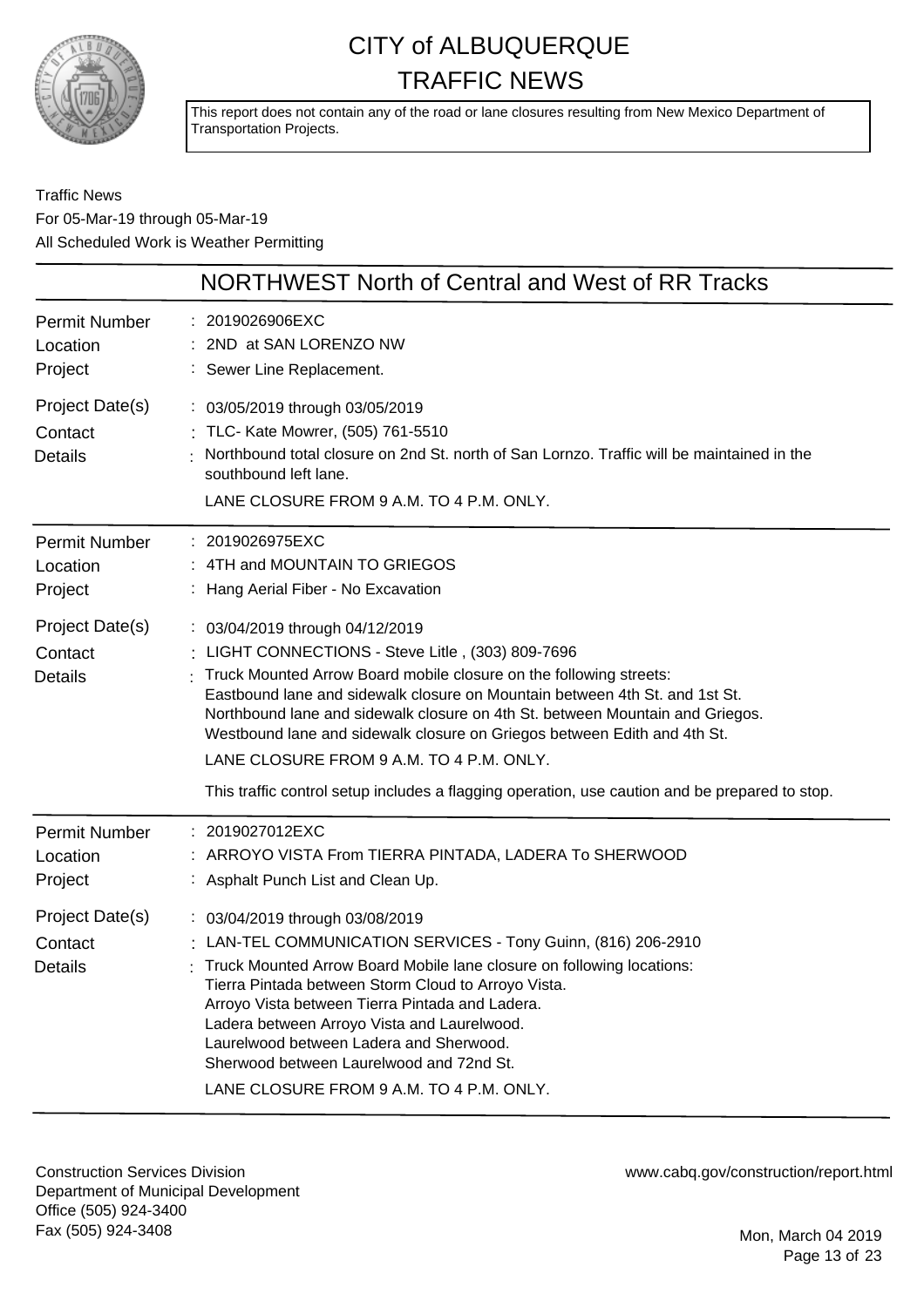# CITY of ALBUQUERQUE
# TRAFFIC NEWS

This report does not contain any of the road or lane closures resulting from New Mexico Department of Transportation Projects.

Traffic News
For 05-Mar-19 through 05-Mar-19
All Scheduled Work is Weather Permitting

## NORTHWEST North of Central and West of RR Tracks

**Permit Number** : 2019026906EXC
**Location** : 2ND at SAN LORENZO NW
**Project** : Sewer Line Replacement.
**Project Date(s)** : 03/05/2019 through 03/05/2019
**Contact** : TLC- Kate Mowrer, (505) 761-5510
**Details** : Northbound total closure on 2nd St. north of San Lornzo. Traffic will be maintained in the southbound left lane.

LANE CLOSURE FROM 9 A.M. TO 4 P.M. ONLY.

---

**Permit Number** : 2019026975EXC
**Location** : 4TH and MOUNTAIN TO GRIEGOS
**Project** : Hang Aerial Fiber - No Excavation
**Project Date(s)** : 03/04/2019 through 04/12/2019
**Contact** : LIGHT CONNECTIONS - Steve Litle , (303) 809-7696
**Details** : Truck Mounted Arrow Board mobile closure on the following streets:
Eastbound lane and sidewalk closure on Mountain between 4th St. and 1st St.
Northbound lane and sidewalk closure on 4th St. between Mountain and Griegos.
Westbound lane and sidewalk closure on Griegos between Edith and 4th St.

LANE CLOSURE FROM 9 A.M. TO 4 P.M. ONLY.

This traffic control setup includes a flagging operation, use caution and be prepared to stop.

---

**Permit Number** : 2019027012EXC
**Location** : ARROYO VISTA From TIERRA PINTADA, LADERA To SHERWOOD
**Project** : Asphalt Punch List and Clean Up.
**Project Date(s)** : 03/04/2019 through 03/08/2019
**Contact** : LAN-TEL COMMUNICATION SERVICES - Tony Guinn, (816) 206-2910
**Details** : Truck Mounted Arrow Board Mobile lane closure on following locations:
Tierra Pintada between Storm Cloud to Arroyo Vista.
Arroyo Vista between Tierra Pintada and Ladera.
Ladera between Arroyo Vista and Laurelwood.
Laurelwood between Ladera and Sherwood.
Sherwood between Laurelwood and 72nd St.

LANE CLOSURE FROM 9 A.M. TO 4 P.M. ONLY.

---

Construction Services Division
Department of Municipal Development
Office (505) 924-3400
Fax (505) 924-3408

www.cabq.gov/construction/report.html

Mon, March 04 2019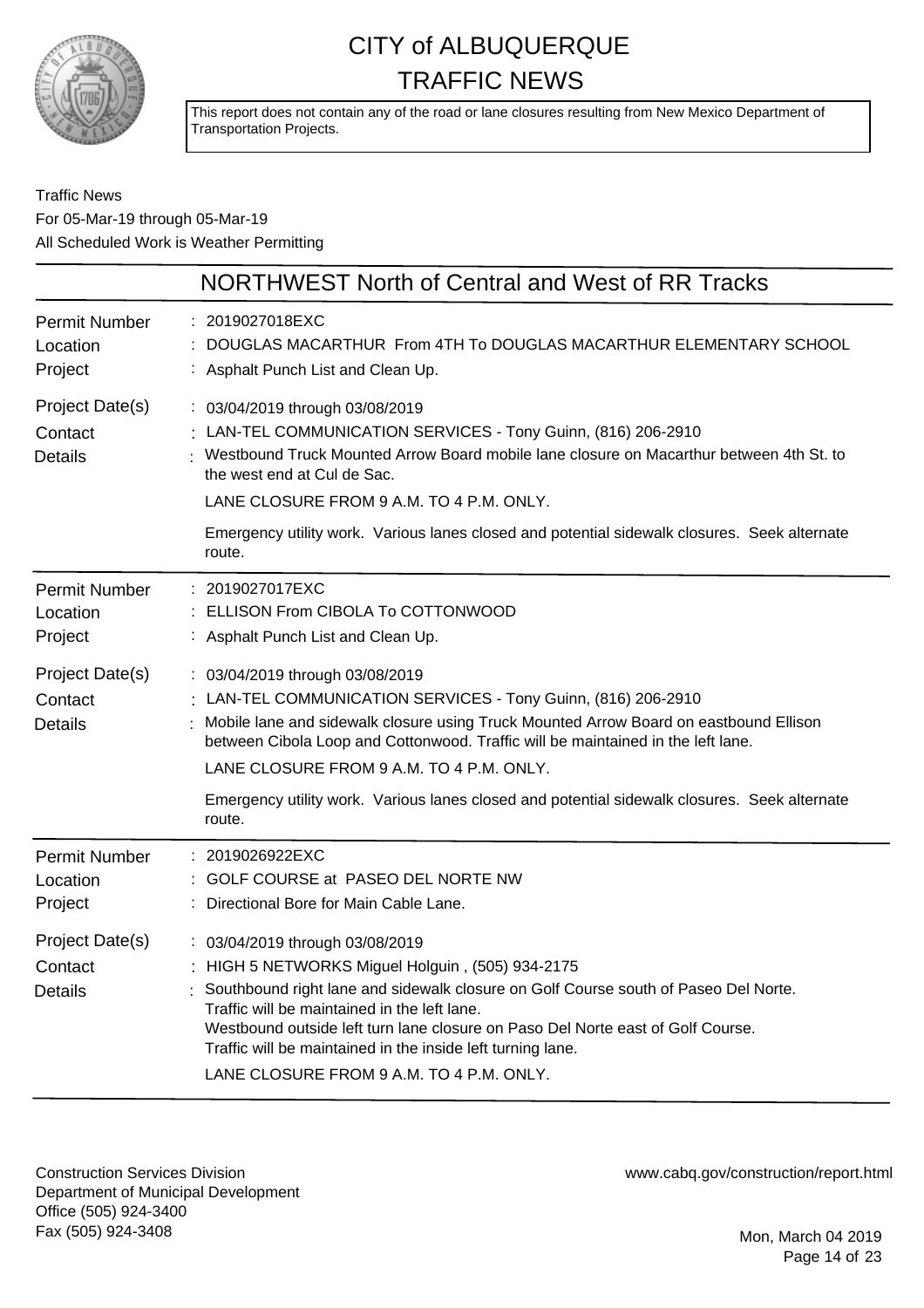# CITY of ALBUQUERQUE
# TRAFFIC NEWS

This report does not contain any of the road or lane closures resulting from New Mexico Department of Transportation Projects.

Traffic News
For 05-Mar-19 through 05-Mar-19
All Scheduled Work is Weather Permitting

## NORTHWEST North of Central and West of RR Tracks

**Permit Number** : 2019027018EXC
**Location** : DOUGLAS MACARTHUR From 4TH To DOUGLAS MACARTHUR ELEMENTARY SCHOOL
**Project** : Asphalt Punch List and Clean Up.

**Project Date(s)** : 03/04/2019 through 03/08/2019
**Contact** : LAN-TEL COMMUNICATION SERVICES - Tony Guinn, (816) 206-2910
**Details** : Westbound Truck Mounted Arrow Board mobile lane closure on Macarthur between 4th St. to the west end at Cul de Sac.

LANE CLOSURE FROM 9 A.M. TO 4 P.M. ONLY.

Emergency utility work. Various lanes closed and potential sidewalk closures. Seek alternate route.

---

**Permit Number** : 2019027017EXC
**Location** : ELLISON From CIBOLA To COTTONWOOD
**Project** : Asphalt Punch List and Clean Up.

**Project Date(s)** : 03/04/2019 through 03/08/2019
**Contact** : LAN-TEL COMMUNICATION SERVICES - Tony Guinn, (816) 206-2910
**Details** : Mobile lane and sidewalk closure using Truck Mounted Arrow Board on eastbound Ellison between Cibola Loop and Cottonwood. Traffic will be maintained in the left lane.

LANE CLOSURE FROM 9 A.M. TO 4 P.M. ONLY.

Emergency utility work. Various lanes closed and potential sidewalk closures. Seek alternate route.

---

**Permit Number** : 2019026922EXC
**Location** : GOLF COURSE at PASEO DEL NORTE NW
**Project** : Directional Bore for Main Cable Lane.

**Project Date(s)** : 03/04/2019 through 03/08/2019
**Contact** : HIGH 5 NETWORKS Miguel Holguin , (505) 934-2175
**Details** : Southbound right lane and sidewalk closure on Golf Course south of Paseo Del Norte. Traffic will be maintained in the left lane.
Westbound outside left turn lane closure on Paso Del Norte east of Golf Course. Traffic will be maintained in the inside left turning lane.

LANE CLOSURE FROM 9 A.M. TO 4 P.M. ONLY.

---

Construction Services Division
Department of Municipal Development
Office (505) 924-3400
Fax (505) 924-3408

www.cabq.gov/construction/report.html

Mon, March 04 2019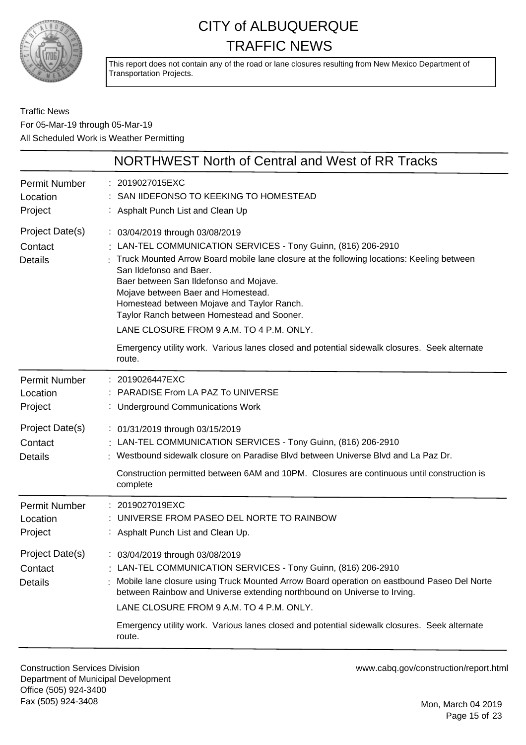# CITY of ALBUQUERQUE
## TRAFFIC NEWS

This report does not contain any of the road or lane closures resulting from New Mexico Department of Transportation Projects.

Traffic News
For 05-Mar-19 through 05-Mar-19
All Scheduled Work is Weather Permitting

## NORTHWEST North of Central and West of RR Tracks

**Permit Number** : 2019027015EXC
**Location** : SAN IIDEFONSO TO KEEKING TO HOMESTEAD
**Project** : Asphalt Punch List and Clean Up
**Project Date(s)** : 03/04/2019 through 03/08/2019
**Contact** : LAN-TEL COMMUNICATION SERVICES - Tony Guinn, (816) 206-2910
**Details** : Truck Mounted Arrow Board mobile lane closure at the following locations: Keeling between San Ildefonso and Baer.
Baer between San Ildefonso and Mojave.
Mojave between Baer and Homestead.
Homestead between Mojave and Taylor Ranch.
Taylor Ranch between Homestead and Sooner.
LANE CLOSURE FROM 9 A.M. TO 4 P.M. ONLY.

Emergency utility work. Various lanes closed and potential sidewalk closures. Seek alternate route.

---

**Permit Number** : 2019026447EXC
**Location** : PARADISE From LA PAZ To UNIVERSE
**Project** : Underground Communications Work
**Project Date(s)** : 01/31/2019 through 03/15/2019
**Contact** : LAN-TEL COMMUNICATION SERVICES - Tony Guinn, (816) 206-2910
**Details** : Westbound sidewalk closure on Paradise Blvd between Universe Blvd and La Paz Dr.

Construction permitted between 6AM and 10PM. Closures are continuous until construction is complete

---

**Permit Number** : 2019027019EXC
**Location** : UNIVERSE FROM PASEO DEL NORTE TO RAINBOW
**Project** : Asphalt Punch List and Clean Up.
**Project Date(s)** : 03/04/2019 through 03/08/2019
**Contact** : LAN-TEL COMMUNICATION SERVICES - Tony Guinn, (816) 206-2910
**Details** : Mobile lane closure using Truck Mounted Arrow Board operation on eastbound Paseo Del Norte between Rainbow and Universe extending northbound on Universe to Irving.
LANE CLOSURE FROM 9 A.M. TO 4 P.M. ONLY.

Emergency utility work. Various lanes closed and potential sidewalk closures. Seek alternate route.

---

Construction Services Division
Department of Municipal Development
Office (505) 924-3400
Fax (505) 924-3408

www.cabq.gov/construction/report.html

Mon, March 04 2019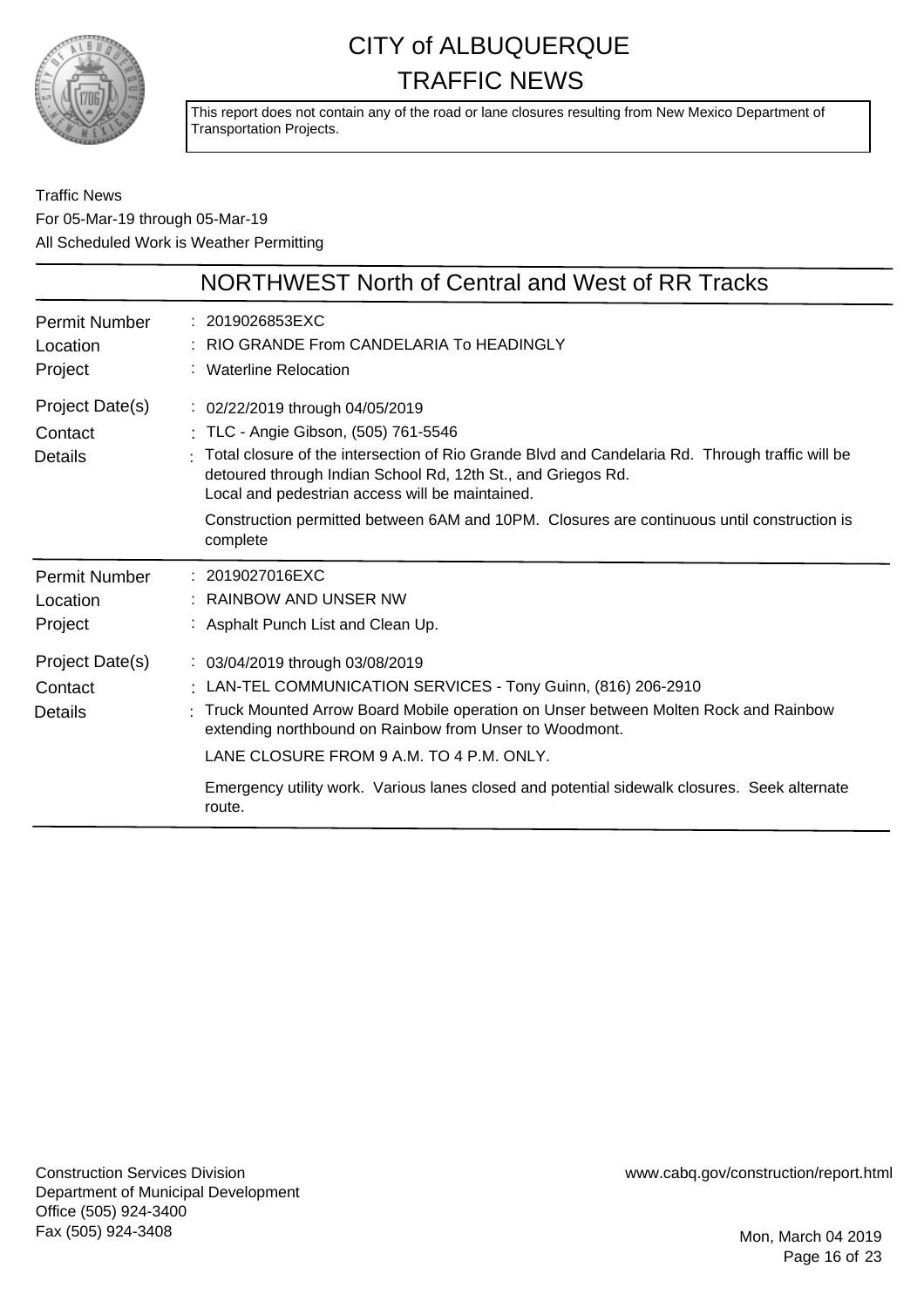# CITY of ALBUQUERQUE
# TRAFFIC NEWS

This report does not contain any of the road or lane closures resulting from New Mexico Department of Transportation Projects.

Traffic News
For 05-Mar-19 through 05-Mar-19
All Scheduled Work is Weather Permitting

## NORTHWEST North of Central and West of RR Tracks

| | |
|---|---|
| Permit Number | 2019026853EXC |
| Location | RIO GRANDE From CANDELARIA To HEADINGLY |
| Project | Waterline Relocation |
| Project Date(s) | 02/22/2019 through 04/05/2019 |
| Contact | TLC - Angie Gibson, (505) 761-5546 |
| Details | Total closure of the intersection of Rio Grande Blvd and Candelaria Rd. Through traffic will be detoured through Indian School Rd, 12th St., and Griegos Rd. Local and pedestrian access will be maintained. Construction permitted between 6AM and 10PM. Closures are continuous until construction is complete |

| | |
|---|---|
| Permit Number | 2019027016EXC |
| Location | RAINBOW AND UNSER NW |
| Project | Asphalt Punch List and Clean Up. |
| Project Date(s) | 03/04/2019 through 03/08/2019 |
| Contact | LAN-TEL COMMUNICATION SERVICES - Tony Guinn, (816) 206-2910 |
| Details | Truck Mounted Arrow Board Mobile operation on Unser between Molten Rock and Rainbow extending northbound on Rainbow from Unser to Woodmont. LANE CLOSURE FROM 9 A.M. TO 4 P.M. ONLY. Emergency utility work. Various lanes closed and potential sidewalk closures. Seek alternate route. |

Construction Services Division
Department of Municipal Development
Office (505) 924-3400
Fax (505) 924-3408

www.cabq.gov/construction/report.html

Mon, March 04 2019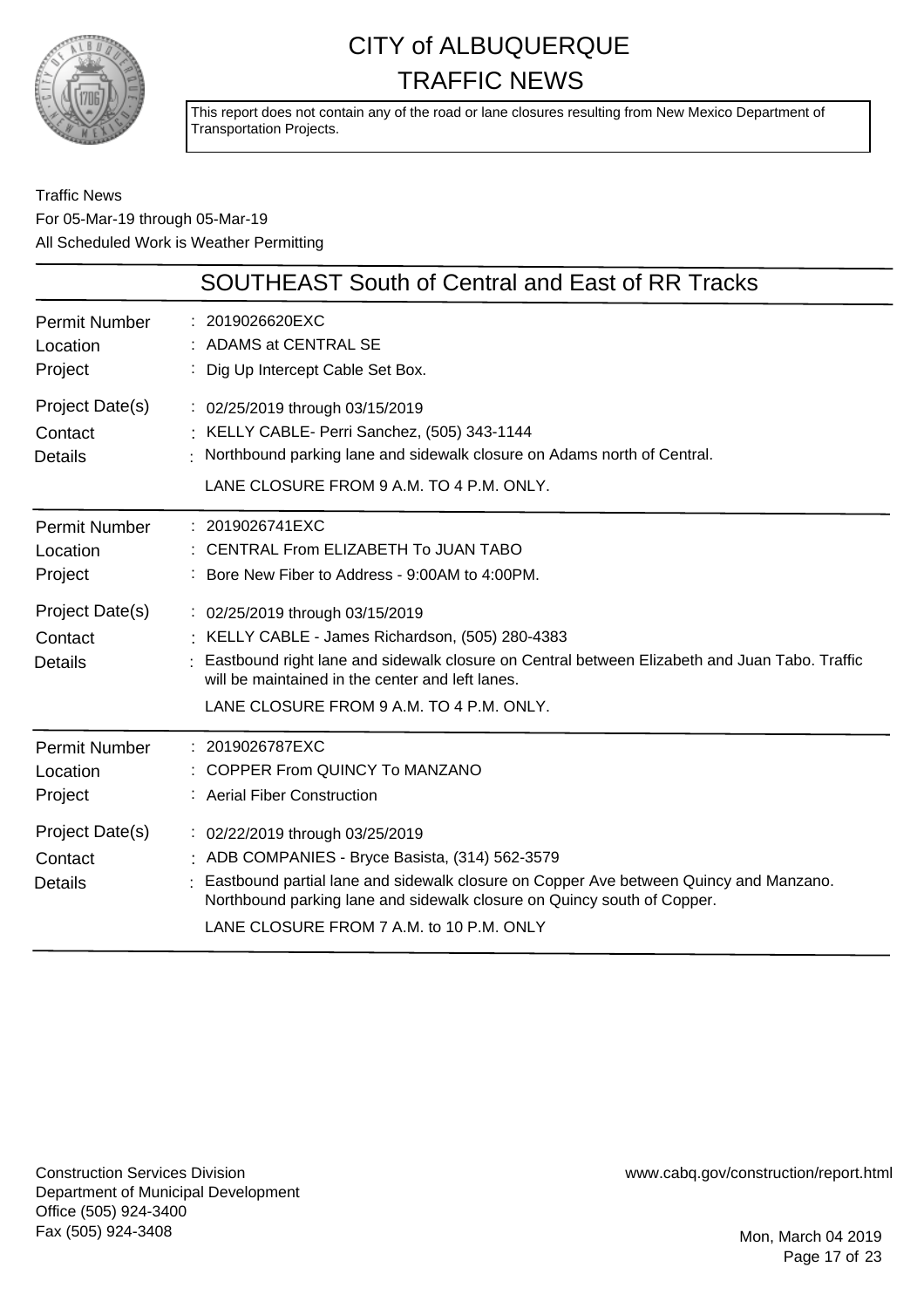# CITY of ALBUQUERQUE
# TRAFFIC NEWS

This report does not contain any of the road or lane closures resulting from New Mexico Department of Transportation Projects.

Traffic News
For 05-Mar-19 through 05-Mar-19
All Scheduled Work is Weather Permitting

## SOUTHEAST South of Central and East of RR Tracks

| | |
|---|---|
| Permit Number | : 2019026620EXC |
| Location | : ADAMS at CENTRAL SE |
| Project | : Dig Up Intercept Cable Set Box. |
| Project Date(s) | : 02/25/2019 through 03/15/2019 |
| Contact | : KELLY CABLE- Perri Sanchez, (505) 343-1144 |
| Details | : Northbound parking lane and sidewalk closure on Adams north of Central.<br>LANE CLOSURE FROM 9 A.M. TO 4 P.M. ONLY. |

| | |
|---|---|
| Permit Number | : 2019026741EXC |
| Location | : CENTRAL From ELIZABETH To JUAN TABO |
| Project | : Bore New Fiber to Address - 9:00AM to 4:00PM. |
| Project Date(s) | : 02/25/2019 through 03/15/2019 |
| Contact | : KELLY CABLE - James Richardson, (505) 280-4383 |
| Details | : Eastbound right lane and sidewalk closure on Central between Elizabeth and Juan Tabo. Traffic will be maintained in the center and left lanes.<br>LANE CLOSURE FROM 9 A.M. TO 4 P.M. ONLY. |

| | |
|---|---|
| Permit Number | : 2019026787EXC |
| Location | : COPPER From QUINCY To MANZANO |
| Project | : Aerial Fiber Construction |
| Project Date(s) | : 02/22/2019 through 03/25/2019 |
| Contact | : ADB COMPANIES - Bryce Basista, (314) 562-3579 |
| Details | : Eastbound partial lane and sidewalk closure on Copper Ave between Quincy and Manzano. Northbound parking lane and sidewalk closure on Quincy south of Copper.<br>LANE CLOSURE FROM 7 A.M. to 10 P.M. ONLY |

Construction Services Division
Department of Municipal Development
Office (505) 924-3400
Fax (505) 924-3408

www.cabq.gov/construction/report.html

Mon, March 04 2019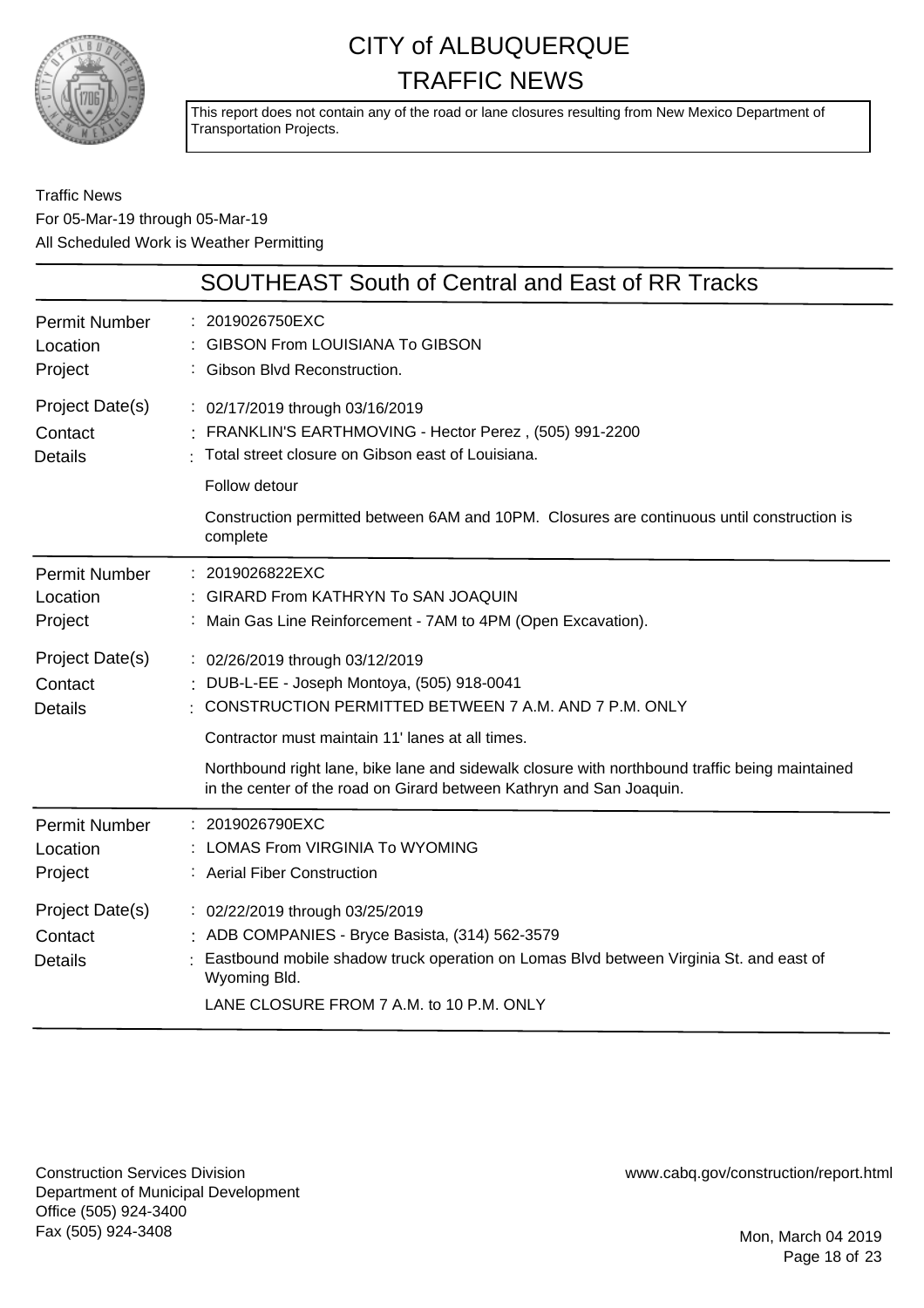# CITY of ALBUQUERQUE TRAFFIC NEWS

This report does not contain any of the road or lane closures resulting from New Mexico Department of Transportation Projects.

Traffic News
For 05-Mar-19 through 05-Mar-19
All Scheduled Work is Weather Permitting

## SOUTHEAST South of Central and East of RR Tracks

| | |
|---|---|
| Permit Number | 2019026750EXC |
| Location | GIBSON From LOUISIANA To GIBSON |
| Project | Gibson Blvd Reconstruction. |
| Project Date(s) | 02/17/2019 through 03/16/2019 |
| Contact | FRANKLIN'S EARTHMOVING - Hector Perez , (505) 991-2200 |
| Details | Total street closure on Gibson east of Louisiana.<br><br>Follow detour<br><br>Construction permitted between 6AM and 10PM. Closures are continuous until construction is complete |

| | |
|---|---|
| Permit Number | 2019026822EXC |
| Location | GIRARD From KATHRYN To SAN JOAQUIN |
| Project | Main Gas Line Reinforcement - 7AM to 4PM (Open Excavation). |
| Project Date(s) | 02/26/2019 through 03/12/2019 |
| Contact | DUB-L-EE - Joseph Montoya, (505) 918-0041 |
| Details | CONSTRUCTION PERMITTED BETWEEN 7 A.M. AND 7 P.M. ONLY<br><br>Contractor must maintain 11' lanes at all times.<br><br>Northbound right lane, bike lane and sidewalk closure with northbound traffic being maintained in the center of the road on Girard between Kathryn and San Joaquin. |

| | |
|---|---|
| Permit Number | 2019026790EXC |
| Location | LOMAS From VIRGINIA To WYOMING |
| Project | Aerial Fiber Construction |
| Project Date(s) | 02/22/2019 through 03/25/2019 |
| Contact | ADB COMPANIES - Bryce Basista, (314) 562-3579 |
| Details | Eastbound mobile shadow truck operation on Lomas Blvd between Virginia St. and east of Wyoming Bld.<br><br>LANE CLOSURE FROM 7 A.M. to 10 P.M. ONLY |

Construction Services Division
Department of Municipal Development
Office (505) 924-3400
Fax (505) 924-3408

www.cabq.gov/construction/report.html

Mon, March 04 2019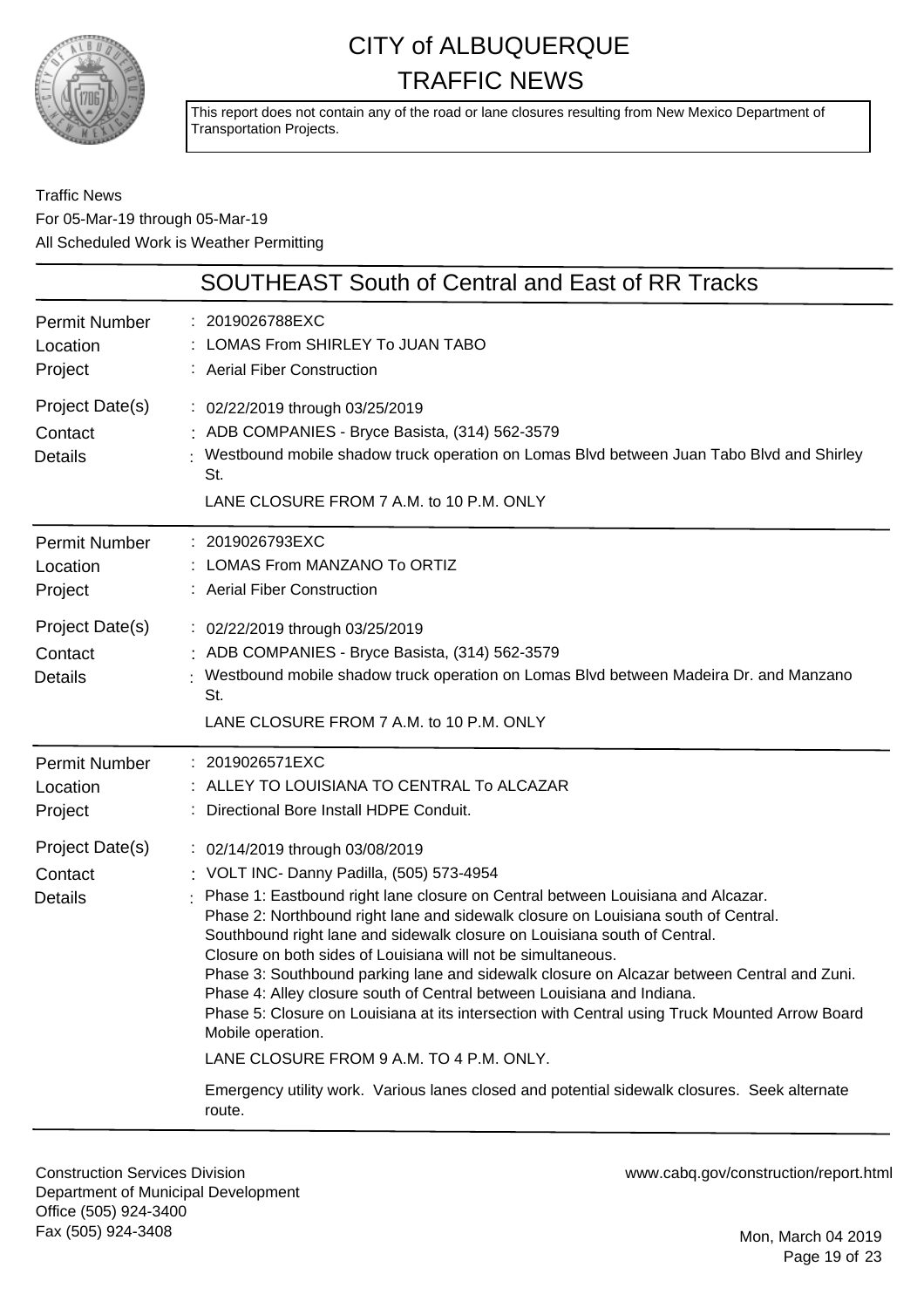# CITY of ALBUQUERQUE
# TRAFFIC NEWS

This report does not contain any of the road or lane closures resulting from New Mexico Department of Transportation Projects.

Traffic News
For 05-Mar-19 through 05-Mar-19
All Scheduled Work is Weather Permitting

## SOUTHEAST South of Central and East of RR Tracks

**Permit Number:** 2019026788EXC
**Location:** LOMAS From SHIRLEY To JUAN TABO
**Project:** Aerial Fiber Construction
**Project Date(s):** 02/22/2019 through 03/25/2019
**Contact:** ADB COMPANIES - Bryce Basista, (314) 562-3579
**Details:** Westbound mobile shadow truck operation on Lomas Blvd between Juan Tabo Blvd and Shirley St.

LANE CLOSURE FROM 7 A.M. to 10 P.M. ONLY

---

**Permit Number:** 2019026793EXC
**Location:** LOMAS From MANZANO To ORTIZ
**Project:** Aerial Fiber Construction
**Project Date(s):** 02/22/2019 through 03/25/2019
**Contact:** ADB COMPANIES - Bryce Basista, (314) 562-3579
**Details:** Westbound mobile shadow truck operation on Lomas Blvd between Madeira Dr. and Manzano St.

LANE CLOSURE FROM 7 A.M. to 10 P.M. ONLY

---

**Permit Number:** 2019026571EXC
**Location:** ALLEY TO LOUISIANA TO CENTRAL To ALCAZAR
**Project:** Directional Bore Install HDPE Conduit.
**Project Date(s):** 02/14/2019 through 03/08/2019
**Contact:** VOLT INC- Danny Padilla, (505) 573-4954
**Details:** Phase 1: Eastbound right lane closure on Central between Louisiana and Alcazar.
Phase 2: Northbound right lane and sidewalk closure on Louisiana south of Central.
Southbound right lane and sidewalk closure on Louisiana south of Central.
Closure on both sides of Louisiana will not be simultaneous.
Phase 3: Southbound parking lane and sidewalk closure on Alcazar between Central and Zuni.
Phase 4: Alley closure south of Central between Louisiana and Indiana.
Phase 5: Closure on Louisiana at its intersection with Central using Truck Mounted Arrow Board Mobile operation.

LANE CLOSURE FROM 9 A.M. TO 4 P.M. ONLY.

Emergency utility work. Various lanes closed and potential sidewalk closures. Seek alternate route.

---

Construction Services Division
Department of Municipal Development
Office (505) 924-3400
Fax (505) 924-3408

www.cabq.gov/construction/report.html

Mon, March 04 2019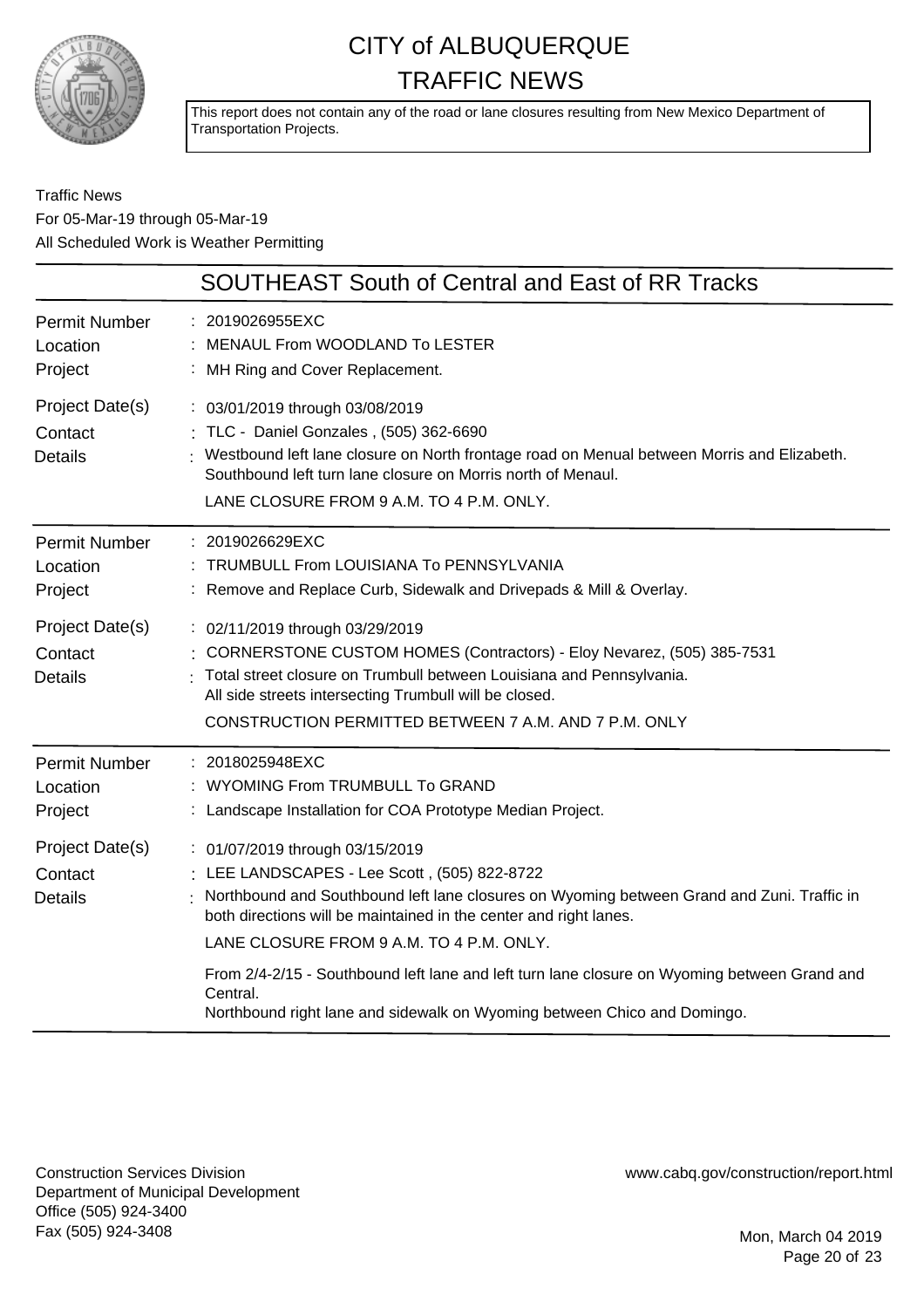# CITY of ALBUQUERQUE TRAFFIC NEWS

This report does not contain any of the road or lane closures resulting from New Mexico Department of Transportation Projects.

Traffic News
For 05-Mar-19 through 05-Mar-19
All Scheduled Work is Weather Permitting

## SOUTHEAST South of Central and East of RR Tracks

| | |
|---|---|
| Permit Number | 2019026955EXC |
| Location | MENAUL From WOODLAND To LESTER |
| Project | MH Ring and Cover Replacement. |
| Project Date(s) | 03/01/2019 through 03/08/2019 |
| Contact | TLC - Daniel Gonzales , (505) 362-6690 |
| Details | Westbound left lane closure on North frontage road on Menual between Morris and Elizabeth. Southbound left turn lane closure on Morris north of Menaul.<br>LANE CLOSURE FROM 9 A.M. TO 4 P.M. ONLY. |

| | |
|---|---|
| Permit Number | 2019026629EXC |
| Location | TRUMBULL From LOUISIANA To PENNSYLVANIA |
| Project | Remove and Replace Curb, Sidewalk and Drivepads & Mill & Overlay. |
| Project Date(s) | 02/11/2019 through 03/29/2019 |
| Contact | CORNERSTONE CUSTOM HOMES (Contractors) - Eloy Nevarez, (505) 385-7531 |
| Details | Total street closure on Trumbull between Louisiana and Pennsylvania.<br>All side streets intersecting Trumbull will be closed.<br>CONSTRUCTION PERMITTED BETWEEN 7 A.M. AND 7 P.M. ONLY |

| | |
|---|---|
| Permit Number | 2018025948EXC |
| Location | WYOMING From TRUMBULL To GRAND |
| Project | Landscape Installation for COA Prototype Median Project. |
| Project Date(s) | 01/07/2019 through 03/15/2019 |
| Contact | LEE LANDSCAPES - Lee Scott , (505) 822-8722 |
| Details | Northbound and Southbound left lane closures on Wyoming between Grand and Zuni. Traffic in both directions will be maintained in the center and right lanes.<br>LANE CLOSURE FROM 9 A.M. TO 4 P.M. ONLY.<br>From 2/4-2/15 - Southbound left lane and left turn lane closure on Wyoming between Grand and Central.<br>Northbound right lane and sidewalk on Wyoming between Chico and Domingo. |

Construction Services Division
Department of Municipal Development
Office (505) 924-3400
Fax (505) 924-3408

www.cabq.gov/construction/report.html

Mon, March 04 2019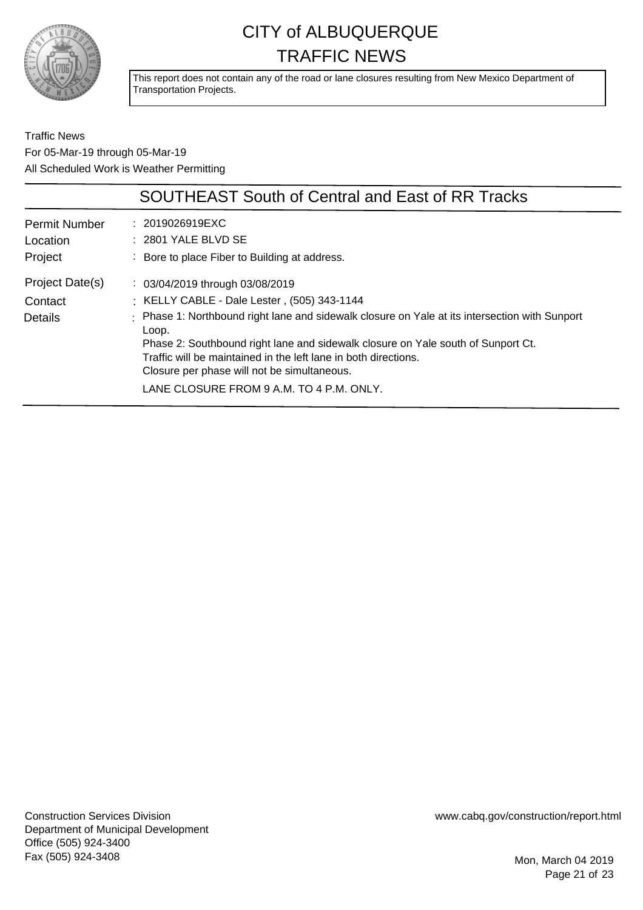# CITY of ALBUQUERQUE TRAFFIC NEWS

This report does not contain any of the road or lane closures resulting from New Mexico Department of Transportation Projects.

Traffic News
For 05-Mar-19 through 05-Mar-19
All Scheduled Work is Weather Permitting

## SOUTHEAST South of Central and East of RR Tracks

| | |
|---|---|
| Permit Number | : 2019026919EXC |
| Location | : 2801 YALE BLVD SE |
| Project | : Bore to place Fiber to Building at address. |
| Project Date(s) | : 03/04/2019 through 03/08/2019 |
| Contact | : KELLY CABLE - Dale Lester , (505) 343-1144 |
| Details | : Phase 1: Northbound right lane and sidewalk closure on Yale at its intersection with Sunport Loop.<br>Phase 2: Southbound right lane and sidewalk closure on Yale south of Sunport Ct.<br>Traffic will be maintained in the left lane in both directions.<br>Closure per phase will not be simultaneous.<br>LANE CLOSURE FROM 9 A.M. TO 4 P.M. ONLY. |

Construction Services Division
Department of Municipal Development
Office (505) 924-3400
Fax (505) 924-3408

www.cabq.gov/construction/report.html

Mon, March 04 2019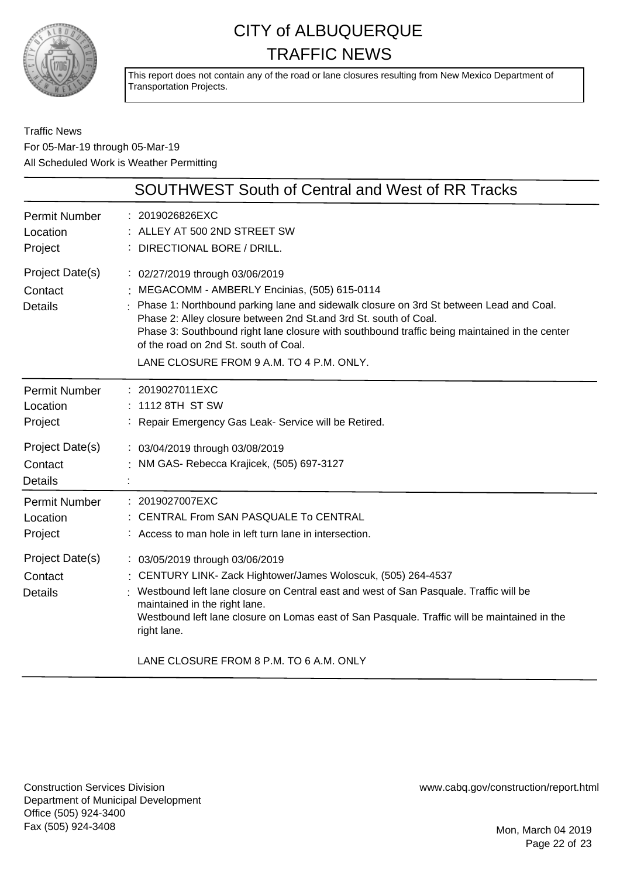# CITY of ALBUQUERQUE
# TRAFFIC NEWS

This report does not contain any of the road or lane closures resulting from New Mexico Department of Transportation Projects.

Traffic News
For 05-Mar-19 through 05-Mar-19
All Scheduled Work is Weather Permitting

## SOUTHWEST South of Central and West of RR Tracks

| | |
|---|---|
| Permit Number | : 2019026826EXC |
| Location | : ALLEY AT 500 2ND STREET SW |
| Project | : DIRECTIONAL BORE / DRILL. |
| Project Date(s) | : 02/27/2019 through 03/06/2019 |
| Contact | : MEGACOMM - AMBERLY Encinias, (505) 615-0114 |
| Details | : Phase 1: Northbound parking lane and sidewalk closure on 3rd St between Lead and Coal. Phase 2: Alley closure between 2nd St.and 3rd St. south of Coal. Phase 3: Southbound right lane closure with southbound traffic being maintained in the center of the road on 2nd St. south of Coal. LANE CLOSURE FROM 9 A.M. TO 4 P.M. ONLY. |

| | |
|---|---|
| Permit Number | : 2019027011EXC |
| Location | : 1112 8TH ST SW |
| Project | : Repair Emergency Gas Leak- Service will be Retired. |
| Project Date(s) | : 03/04/2019 through 03/08/2019 |
| Contact | : NM GAS- Rebecca Krajicek, (505) 697-3127 |
| Details | : |

| | |
|---|---|
| Permit Number | : 2019027007EXC |
| Location | : CENTRAL From SAN PASQUALE To CENTRAL |
| Project | : Access to man hole in left turn lane in intersection. |
| Project Date(s) | : 03/05/2019 through 03/06/2019 |
| Contact | : CENTURY LINK- Zack Hightower/James Woloscuk, (505) 264-4537 |
| Details | : Westbound left lane closure on Central east and west of San Pasquale. Traffic will be maintained in the right lane. Westbound left lane closure on Lomas east of San Pasquale. Traffic will be maintained in the right lane. LANE CLOSURE FROM 8 P.M. TO 6 A.M. ONLY |

Construction Services Division
Department of Municipal Development
Office (505) 924-3400
Fax (505) 924-3408

www.cabq.gov/construction/report.html

Mon, March 04 2019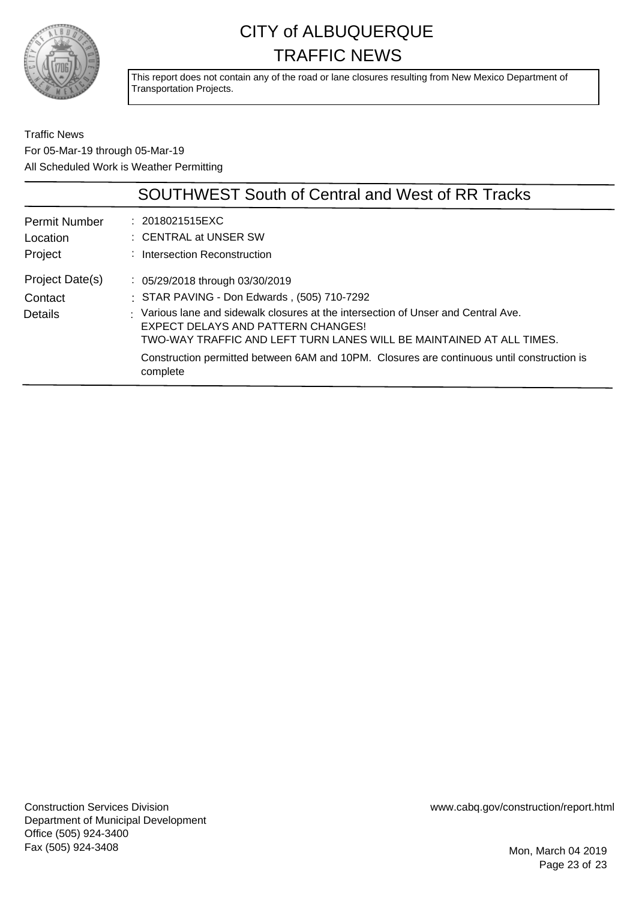# CITY of ALBUQUERQUE
## TRAFFIC NEWS

This report does not contain any of the road or lane closures resulting from New Mexico Department of Transportation Projects.

Traffic News
For 05-Mar-19 through 05-Mar-19
All Scheduled Work is Weather Permitting

## SOUTHWEST South of Central and West of RR Tracks

| | |
|---|---|
| Permit Number | : 2018021515EXC |
| Location | : CENTRAL at UNSER SW |
| Project | : Intersection Reconstruction |
| Project Date(s) | : 05/29/2018 through 03/30/2019 |
| Contact | : STAR PAVING - Don Edwards , (505) 710-7292 |
| Details | : Various lane and sidewalk closures at the intersection of Unser and Central Ave. EXPECT DELAYS AND PATTERN CHANGES! TWO-WAY TRAFFIC AND LEFT TURN LANES WILL BE MAINTAINED AT ALL TIMES. Construction permitted between 6AM and 10PM. Closures are continuous until construction is complete |

Construction Services Division
Department of Municipal Development
Office (505) 924-3400
Fax (505) 924-3408

www.cabq.gov/construction/report.html

Mon, March 04 2019